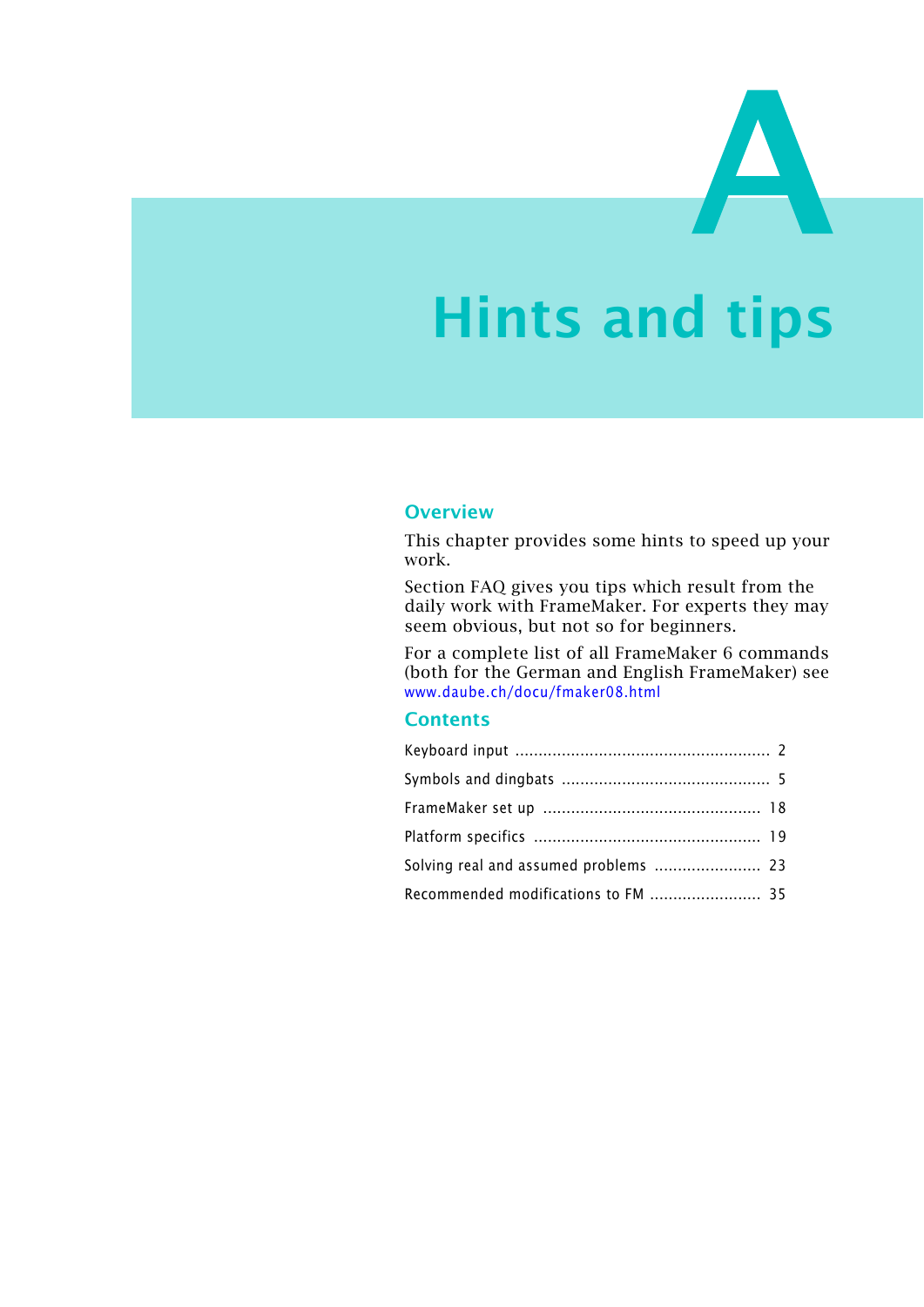# A

# Hints and tips

## Overview

This chapter provides some hints to speed up your work.

Section FAQ gives you tips which result from the daily work with FrameMaker. For experts they may seem obvious, but not so for beginners.

For a complete list of all FrameMaker 6 commands (both for the German and English FrameMaker) see www.daube.ch/docu/fmaker08.html

## Contents

Keyboard input ........................................................ 2

Symbols and dingbats ............................................ 5

FrameMaker set up .............................................. 18

Platform specifics ................................................ 19

Solving real and assumed problems ....................... 23

Recommended modifications to FM ....................... 35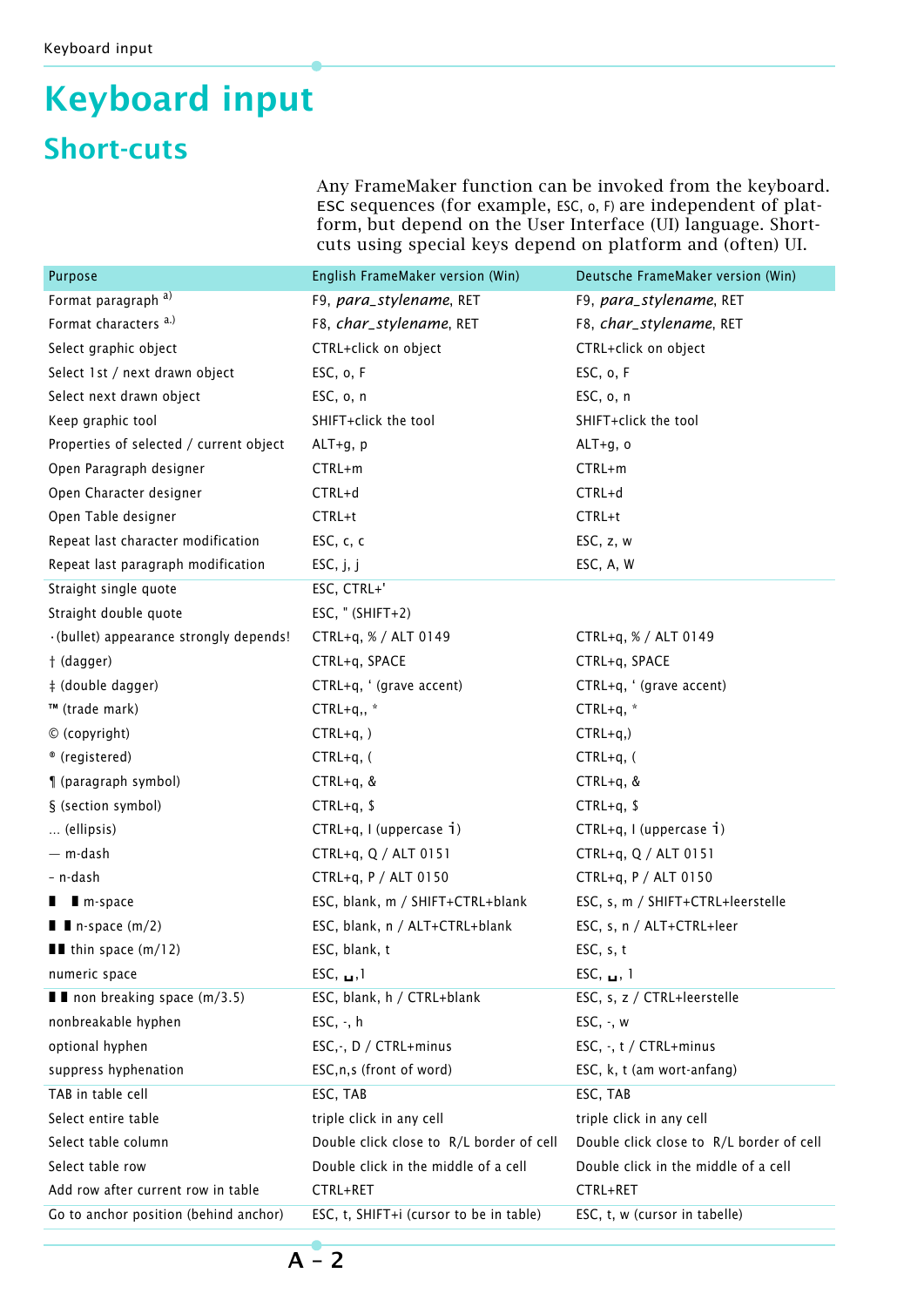# Keyboard input

## Short-cuts

Any FrameMaker function can be invoked from the keyboard. ESC sequences (for example, ESC, o, F) are independent of platform, but depend on the User Interface (UI) language. Short-cuts using special keys depend on platform and (often) UI.

| Purpose | English FrameMaker version (Win) | Deutsche FrameMaker version (Win) |
|---|---|---|
| Format paragraph [a)] | F9, *para_stylename*, RET | F9, *para_stylename*, RET |
| Format characters [a.)] | F8, *char_stylename*, RET | F8, *char_stylename*, RET |
| Select graphic object | CTRL+click on object | CTRL+click on object |
| Select 1st / next drawn object | ESC, o, F | ESC, o, F |
| Select next drawn object | ESC, o, n | ESC, o, n |
| Keep graphic tool | SHIFT+click the tool | SHIFT+click the tool |
| Properties of selected / current object | ALT+g, p | ALT+g, o |
| Open Paragraph designer | CTRL+m | CTRL+m |
| Open Character designer | CTRL+d | CTRL+d |
| Open Table designer | CTRL+t | CTRL+t |
| Repeat last character modification | ESC, c, c | ESC, z, w |
| Repeat last paragraph modification | ESC, j, j | ESC, A, W |
| Straight single quote | ESC, CTRL+' | |
| Straight double quote | ESC, " (SHIFT+2) | |
| · (bullet) appearance strongly depends! | CTRL+q, % / ALT 0149 | CTRL+q, % / ALT 0149 |
| † (dagger) | CTRL+q, SPACE | CTRL+q, SPACE |
| ‡ (double dagger) | CTRL+q, ‘ (grave accent) | CTRL+q, ‘ (grave accent) |
| ™ (trade mark) | CTRL+q,, * | CTRL+q, * |
| © (copyright) | CTRL+q, ) | CTRL+q,) |
| ® (registered) | CTRL+q, ( | CTRL+q, ( |
| ¶ (paragraph symbol) | CTRL+q, & | CTRL+q, & |
| § (section symbol) | CTRL+q, $ | CTRL+q, $ |
| … (ellipsis) | CTRL+q, I (uppercase i) | CTRL+q, I (uppercase i) |
| — m-dash | CTRL+q, Q / ALT 0151 | CTRL+q, Q / ALT 0151 |
| – n-dash | CTRL+q, P / ALT 0150 | CTRL+q, P / ALT 0150 |
| ▌ ▌ m-space | ESC, blank, m / SHIFT+CTRL+blank | ESC, s, m / SHIFT+CTRL+leerstelle |
| ▌▌ n-space (m/2) | ESC, blank, n / ALT+CTRL+blank | ESC, s, n / ALT+CTRL+leer |
| ▌▌ thin space (m/12) | ESC, blank, t | ESC, s, t |
| numeric space | ESC, ␣,1 | ESC, ␣, 1 |
| ▌▌ non breaking space (m/3.5) | ESC, blank, h / CTRL+blank | ESC, s, z / CTRL+leerstelle |
| nonbreakable hyphen | ESC, -, h | ESC, -, w |
| optional hyphen | ESC,-, D / CTRL+minus | ESC, -, t / CTRL+minus |
| suppress hyphenation | ESC,n,s (front of word) | ESC, k, t (am wort-anfang) |
| TAB in table cell | ESC, TAB | ESC, TAB |
| Select entire table | triple click in any cell | triple click in any cell |
| Select table column | Double click close to R/L border of cell | Double click close to R/L border of cell |
| Select table row | Double click in the middle of a cell | Double click in the middle of a cell |
| Add row after current row in table | CTRL+RET | CTRL+RET |
| Go to anchor position (behind anchor) | ESC, t, SHIFT+i (cursor to be in table) | ESC, t, w (cursor in tabelle) |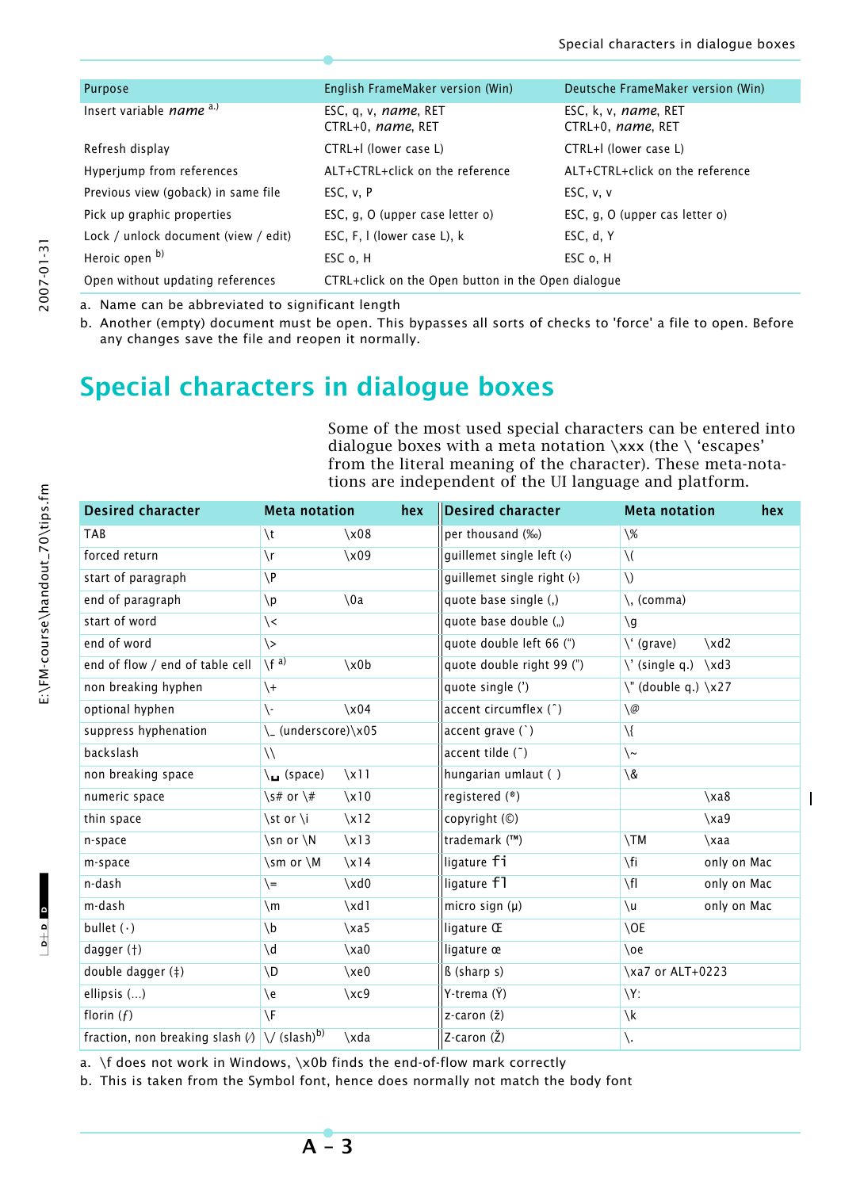| Purpose | English FrameMaker version (Win) | Deutsche FrameMaker version (Win) |
|---|---|---|
| Insert variable *name* [a.)] | ESC, q, v, *name*, RET<br>CTRL+0, *name*, RET | ESC, k, v, *name*, RET<br>CTRL+0, *name*, RET |
| Refresh display | CTRL+l (lower case L) | CTRL+l (lower case L) |
| Hyperjump from references | ALT+CTRL+click on the reference | ALT+CTRL+click on the reference |
| Previous view (goback) in same file | ESC, v, P | ESC, v, v |
| Pick up graphic properties | ESC, g, O (upper case letter o) | ESC, g, O (upper cas letter o) |
| Lock / unlock document (view / edit) | ESC, F, l (lower case L), k | ESC, d, Y |
| Heroic open [b)] | ESC o, H | ESC o, H |
| Open without updating references | CTRL+click on the Open button in the Open dialogue | |

a. Name can be abbreviated to significant length
b. Another (empty) document must be open. This bypasses all sorts of checks to 'force' a file to open. Before any changes save the file and reopen it normally.

# Special characters in dialogue boxes

Some of the most used special characters can be entered into dialogue boxes with a meta notation \xxx (the \ 'escapes' from the literal meaning of the character). These meta-notations are independent of the UI language and platform.

| Desired character | Meta notation | hex | Desired character | Meta notation | hex |
|---|---|---|---|---|---|
| TAB | \t | \x08 | per thousand (‰) | \% | |
| forced return | \r | \x09 | guillemet single left (‹) | \( | |
| start of paragraph | \P | | guillemet single right (›) | \) | |
| end of paragraph | \p | \0a | quote base single (‚) | \, (comma) | |
| start of word | \< | | quote base double („) | \g | |
| end of word | \> | | quote double left 66 (“) | \` (grave) | \xd2 |
| end of flow / end of table cell | \f [a)] | \x0b | quote double right 99 (”) | \' (single q.) | \xd3 |
| non breaking hyphen | \+ | | quote single (') | \" (double q.) | \x27 |
| optional hyphen | \- | \x04 | accent circumflex (ˆ) | \@ | |
| suppress hyphenation | \_ (underscore) | \x05 | accent grave (`) | \{ | |
| backslash | \\ | | accent tilde (˜) | \~ | |
| non breaking space | \␣ (space) | \x11 | hungarian umlaut (˝) | \& | |
| numeric space | \s# or \# | \x10 | registered (®) | | \xa8 |
| thin space | \st or \i | \x12 | copyright (©) | | \xa9 |
| n-space | \sn or \N | \x13 | trademark (™) | \TM | \xaa |
| m-space | \sm or \M | \x14 | ligature ﬁ | \fi | only on Mac |
| n-dash | \= | \xd0 | ligature ﬂ | \fl | only on Mac |
| m-dash | \m | \xd1 | micro sign (µ) | \u | only on Mac |
| bullet (•) | \b | \xa5 | ligature Œ | \OE | |
| dagger (†) | \d | \xa0 | ligature œ | \oe | |
| double dagger (‡) | \D | \xe0 | ß (sharp s) | \xa7 or ALT+0223 | |
| ellipsis (…) | \e | \xc9 | Y-trema (Ÿ) | \Y: | |
| florin (ƒ) | \F | | z-caron (ž) | \k | |
| fraction, non breaking slash (⁄) | \/ (slash)[b)] | \xda | Z-caron (Ž) | \. | |

a. \f does not work in Windows, \x0b finds the end-of-flow mark correctly
b. This is taken from the Symbol font, hence does normally not match the body font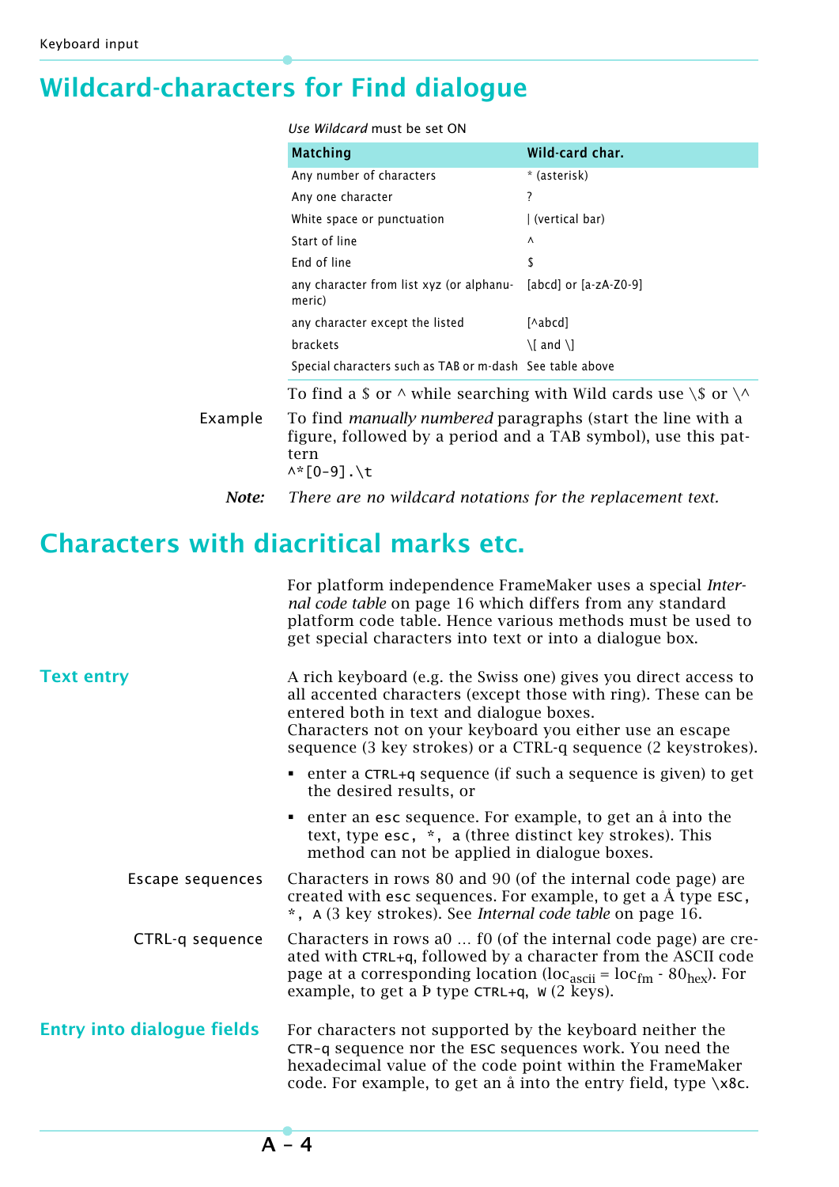## Wildcard-characters for Find dialogue

*Use Wildcard* must be set ON

| Matching | Wild-card char. |
|---|---|
| Any number of characters | * (asterisk) |
| Any one character | ? |
| White space or punctuation | \| (vertical bar) |
| Start of line | ^ |
| End of line | $ |
| any character from list xyz (or alphanumeric) | [abcd] or [a-zA-Z0-9] |
| any character except the listed | [^abcd] |
| brackets | \[ and \] |
| Special characters such as TAB or m-dash | See table above |

To find a $ or ^ while searching with Wild cards use \$ or \^

Example

To find *manually numbered* paragraphs (start the line with a figure, followed by a period and a TAB symbol), use this pattern

```
^*[0-9].\t
```

***Note:*** *There are no wildcard notations for the replacement text.*

## Characters with diacritical marks etc.

For platform independence FrameMaker uses a special *Internal code table* on page 16 which differs from any standard platform code table. Hence various methods must be used to get special characters into text or into a dialogue box.

### Text entry

A rich keyboard (e.g. the Swiss one) gives you direct access to all accented characters (except those with ring). These can be entered both in text and dialogue boxes.
Characters not on your keyboard you either use an escape sequence (3 key strokes) or a CTRL-q sequence (2 keystrokes).

- enter a `CTRL+q` sequence (if such a sequence is given) to get the desired results, or
- enter an `esc` sequence. For example, to get an å into the text, type `esc, *, a` (three distinct key strokes). This method can not be applied in dialogue boxes.

Escape sequences

Characters in rows 80 and 90 (of the internal code page) are created with `esc` sequences. For example, to get a Å type `ESC, *, A` (3 key strokes). See *Internal code table* on page 16.

CTRL-q sequence

Characters in rows a0 … f0 (of the internal code page) are created with `CTRL+q`, followed by a character from the ASCII code page at a corresponding location ($loc_{ascii} = loc_{fm} - 80_{hex}$). For example, to get a Þ type `CTRL+q, W` (2 keys).

### Entry into dialogue fields

For characters not supported by the keyboard neither the `CTR-q` sequence nor the `ESC` sequences work. You need the hexadecimal value of the code point within the FrameMaker code. For example, to get an å into the entry field, type `\x8c`.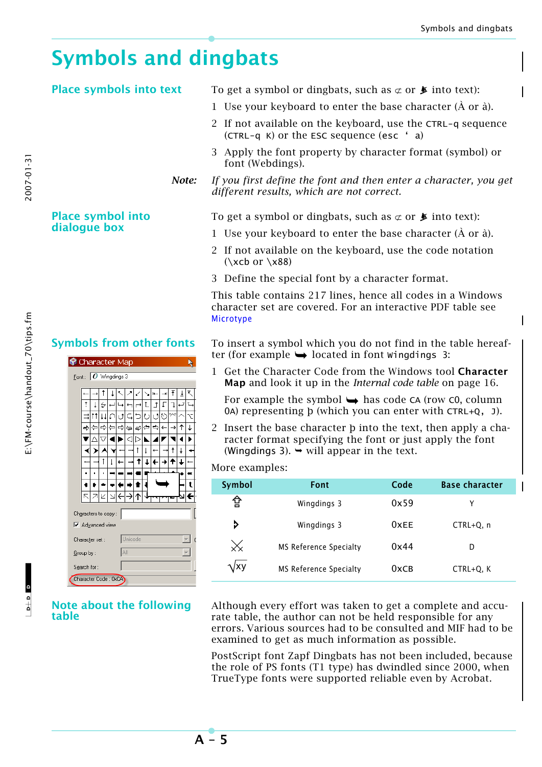# Symbols and dingbats

## Place symbols into text

To get a symbol or dingbats, such as ⊄ or 🕵 into text):

1. Use your keyboard to enter the base character (À or à).
2. If not available on the keyboard, use the `CTRL-q` sequence (`CTRL-q K`) or the `ESC` sequence (`esc ' a`)
3. Apply the font property by character format (symbol) or font (Webdings).

***Note:*** *If you first define the font and then enter a character, you get different results, which are not correct.*

## Place symbol into dialogue box

To get a symbol or dingbats, such as ⊄ or 🕵 into text):

1. Use your keyboard to enter the base character (À or à).
2. If not available on the keyboard, use the code notation (\xcb or \x88)
3. Define the special font by a character format.

This table contains 217 lines, hence all codes in a Windows character set are covered. For an interactive PDF table see Microtype

## Symbols from other fonts

To insert a symbol which you do not find in the table hereafter (for example ⮩ located in font `Wingdings 3`:

1. Get the Character Code from the Windows tool **Character Map** and look it up in the *Internal code table* on page 16.

   For example the symbol ⮩ has code `CA` (row `C0`, column `0A`) representing þ (which you can enter with `CTRL+Q, J`).
2. Insert the base character þ into the text, then apply a character format specifying the font or just apply the font (Wingdings 3). ⮩ will appear in the text.

More examples:

| Symbol | Font | Code | Base character |
|---|---|---|---|
| ⇪ | Wingdings 3 | 0x59 | Y |
| ⯈ | Wingdings 3 | 0xEE | CTRL+Q, n |
| ╳ | MS Reference Specialty | 0x44 | D |
| √xy | MS Reference Specialty | 0xCB | CTRL+Q, K |

## Note about the following table

Although every effort was taken to get a complete and accurate table, the author can not be held responsible for any errors. Various sources had to be consulted and MIF had to be examined to get as much information as possible.

PostScript font Zapf Dingbats has not been included, because the role of PS fonts (T1 type) has dwindled since 2000, when TrueType fonts were supported reliable even by Acrobat.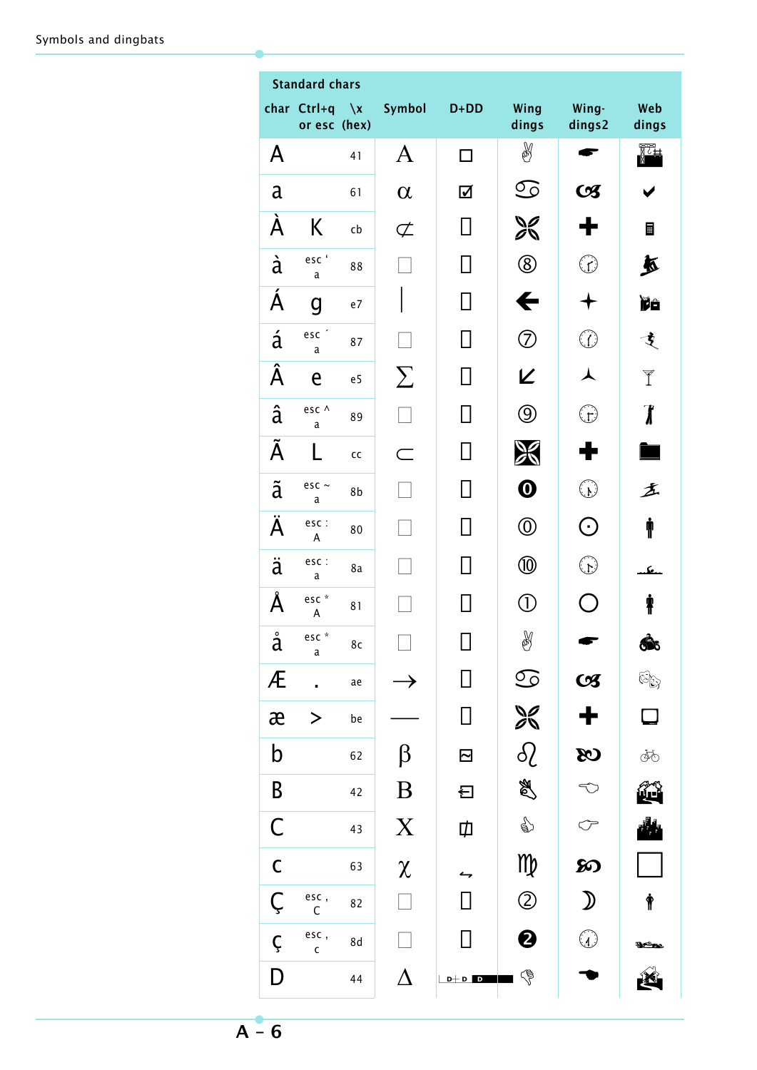| Standard chars | | | | | | | |
|---|---|---|---|---|---|---|---|
| char | Ctrl+q or esc | \x (hex) | Symbol | D+DD | Wing dings | Wing-dings2 | Web dings |
| A | | 41 | Α | ☐ | ✌ | ☚ | |
| a | | 61 | α | ☑ | ♋ | ❦ | ✔ |
| À | K | cb | ⊄ | ▯ | ❈ | ✚ | |
| à | esc ` a | 88 | ☐ | ▯ | ⑧ | 🕝 | |
| Á | g | e7 | \| | ▯ | 🡐 | ✦ | |
| á | esc ´ a | 87 | ☐ | ▯ | ⑦ | 🕜 | |
| Â | e | e5 | ∑ | ▯ | 🡧 | ⅄ | 🍸 |
| â | esc ^ a | 89 | ☐ | ▯ | ⑨ | 🕞 | |
| Ã | L | cc | ⊂ | ▯ | ❈ | ✚ | 📁 |
| ã | esc ~ a | 8b | ☐ | ▯ | ⓿ | 🕠 | |
| Ä | esc : A | 80 | ☐ | ▯ | ⓪ | ⊙ | |
| ä | esc : a | 8a | ☐ | ▯ | ⑩ | 🕟 | |
| Å | esc * A | 81 | ☐ | ▯ | ① | ○ | |
| å | esc * a | 8c | ☐ | ▯ | ✌ | ☚ | |
| Æ | . | ae | → | ▯ | ♋ | ❦ | 🎭 |
| æ | > | be | — | ▯ | ❈ | ✚ | |
| b | | 62 | β | | ♌ | ❧ | 🚲 |
| B | | 42 | Β | | 👌 | ☜ | |
| C | | 43 | Χ | | 👍 | ☞ | |
| c | | 63 | χ | | ♍ | ❧ | ☐ |
| Ç | esc , C | 82 | ☐ | ▯ | ② | ☽ | |
| ç | esc , c | 8d | ☐ | ▯ | ❷ | 🕛 | |
| D | | 44 | Δ | D+D D | 👎 | ☛ | |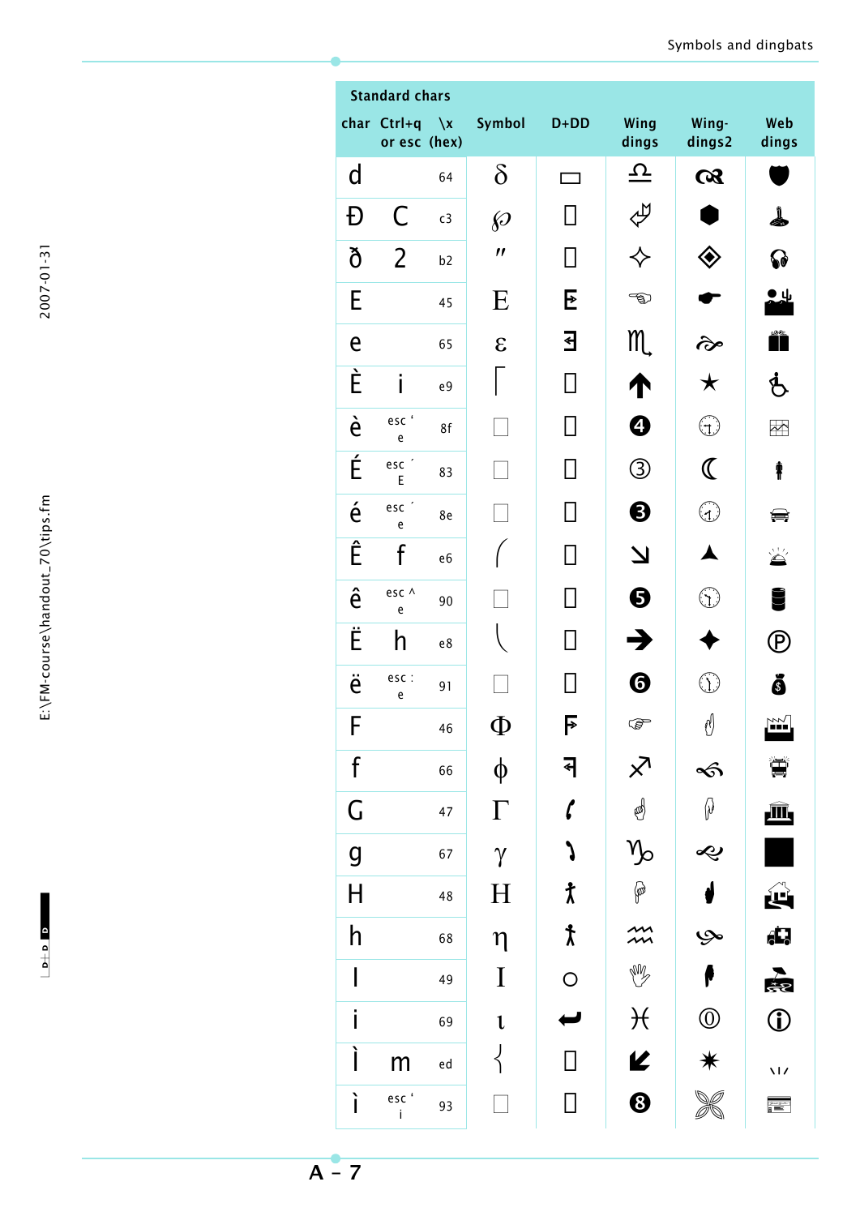| Standard chars | | | Symbol | D+DD | Wing dings | Wing-dings2 | Web dings |
|---|---|---|---|---|---|---|---|
| char | Ctrl+q or esc | \x (hex) | | | | | |
| d | | 64 | δ | ▭ | ♎ | | |
| Đ | C | c3 | ℘ | ▯ | | ⬢ | |
| ð | 2 | b2 | ″ | ▯ | ✧ | ◈ | |
| E | | 45 | Ε | | | | |
| e | | 65 | ε | | ♏ | | |
| È | i | e9 | ⎡ | ▯ | 🡅 | ★ | ♿ |
| è | esc ‘ e | 8f | □ | ▯ | ❹ | | |
| É | esc ´ E | 83 | □ | ▯ | ③ | ☾ | |
| é | esc ´ e | 8e | □ | ▯ | ❸ | | |
| Ê | f | e6 | ⎛ | ▯ | ⬊ | ▲ | |
| ê | esc ^ e | 90 | □ | ▯ | ❺ | | |
| Ë | h | e8 | ⎝ | ▯ | ➔ | ✦ | ℗ |
| ë | esc : e | 91 | □ | ▯ | ❻ | | |
| F | | 46 | Φ | | | | |
| f | | 66 | ϕ | | ♐ | | |
| G | | 47 | Γ | | | | |
| g | | 67 | γ | | ♑ | | ■ |
| H | | 48 | Η | | | | |
| h | | 68 | η | | ♒ | | |
| I | | 49 | Ι | ○ | | | |
| i | | 69 | ι | | ♓ | ⓪ | ⓘ |
| Ì | m | ed | ⎨ | ▯ | ⬋ | ✷ | |
| ì | esc ‘ i | 93 | □ | ▯ | ❽ | | |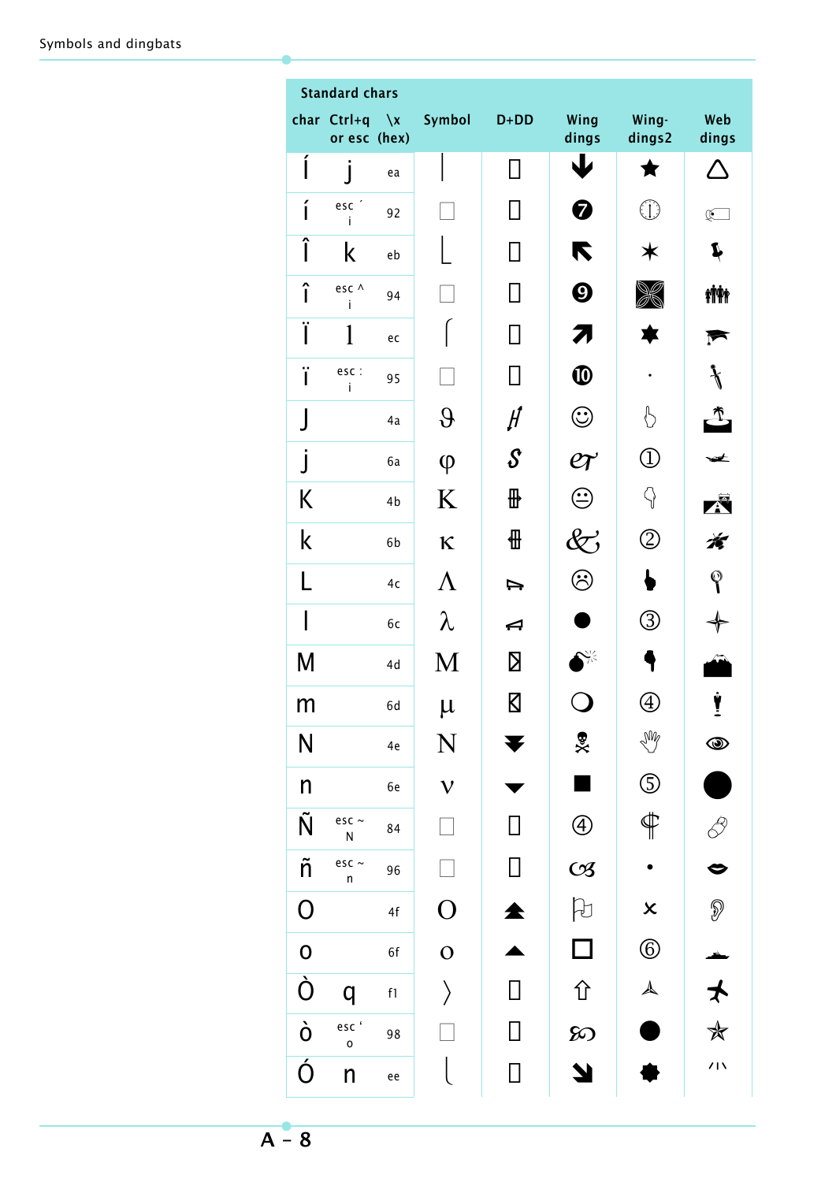| Standard chars | | | Symbol | D+DD | Wing dings | Wing-dings2 | Web dings |
|---|---|---|---|---|---|---|---|
| char | Ctrl+q or esc | \x (hex) | | | | | |
| Í | j | ea | ⎜ | ▯ | 🡇 | ★ | △ |
| í | esc ´ i | 92 | □ | ▯ | ❼ | 🕐 | 🏷 |
| Î | k | eb | ⎣ | ▯ | 🡴 | ✶ | 📌 |
| î | esc ^ i | 94 | □ | ▯ | ❾ | ❖ | 👪 |
| Ï | l | ec | ⎧ | ▯ | 🡵 | ★ | 🎓 |
| ï | esc : i | 95 | □ | ▯ | ❿ | · | 🗡 |
| J | | 4a | ϑ | | ☺ | 👆 | 🏝 |
| j | | 6a | φ | | | ① | ✈ |
| K | | 4b | Κ | | 😐 | 👇 | 🏞 |
| k | | 6b | κ | | & | ② | 🐢 |
| L | | 4c | Λ | | ☹ | 👆 | 📍 |
| l | | 6c | λ | | ● | ③ | ✧ |
| M | | 4d | Μ | | 💣 | 👇 | ⛰ |
| m | | 6d | μ | | ❍ | ④ | 🏆 |
| N | | 4e | Ν | | ☠ | 🖐 | 👁 |
| n | | 6e | ν | ▼ | ■ | ⑤ | ● |
| Ñ | esc ~ N | 84 | □ | ▯ | ④ | ☤ | 💊 |
| ñ | esc ~ n | 96 | □ | ▯ | | • | 👄 |
| O | | 4f | Ο | | 🏳 | × | 👂 |
| o | | 6f | ο | ▲ | □ | ⑥ | 🚢 |
| Ò | q | f1 | 〉 | ▯ | ⇧ | ⅄ | ✈ |
| ò | esc ' o | 98 | □ | ▯ | | ● | ✩ |
| Ó | n | ee | ⎩ | ▯ | 🡖 | ✸ | ⁄\ |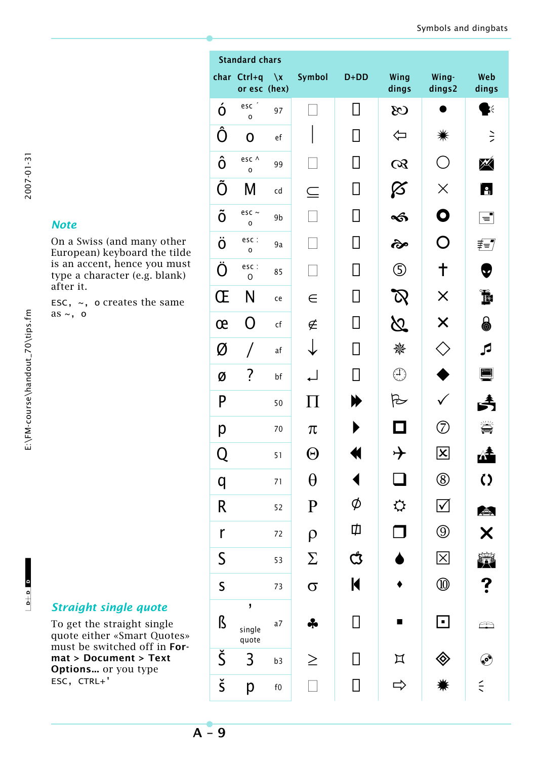### Note

On a Swiss (and many other European) keyboard the tilde is an accent, hence you must type a character (e.g. blank) after it.

`ESC, ~, o` creates the same as `~, o`

### Straight single quote

To get the straight single quote either «Smart Quotes» must be switched off in **Format > Document > Text Options…** or you type `ESC, CTRL+'`

| Standard chars | | | | | | | |
|---|---|---|---|---|---|---|---|
| **char** | **Ctrl+q or esc** | **\x (hex)** | **Symbol** | **D+DD** | **Wing dings** | **Wing-dings2** | **Web dings** |
| ó | esc ´ o | 97 | □ | ▯ | ♋ | ● | 🗣 |
| Ô | o | ef | \| | ▯ | ⇦ | ✷ | ⧽ |
| ô | esc ^ o | 99 | □ | ▯ | ♌ | ○ | 🖂 |
| Õ | M | cd | ⊆ | ▯ | 🙞 | × | 🔒 |
| õ | esc ~ o | 9b | □ | ▯ | ❧ | ⭘ | 🖹 |
| ö | esc : o | 9a | □ | ▯ | ☙ | ○ | 🗐 |
| Ö | esc : O | 85 | □ | ▯ | ⑤ | ✝ | 👽 |
| Œ | N | ce | ∈ | ▯ | 🙤 | ✕ | 📽 |
| œ | O | cf | ∉ | ▯ | 🙥 | ✕ | 🔒 |
| Ø | / | af | ↓ | ▯ | ✵ | ◇ | ♫ |
| ø | ? | bf | ↵ | ▯ | 🕒 | ◆ | 🖥 |
| P | | 50 | Π | ⏩ | 🏳 | ✓ | 🏞 |
| p | | 70 | π | ▶ | ◻ | ⑦ | 🚘 |
| Q | | 51 | Θ | ⏪ | ✈ | ☒ | 🏕 |
| q | | 71 | θ | ◀ | ❏ | ⑧ | 🔁 |
| R | | 52 | Ρ | ⌀ | ☼ | ☑ | 🏔 |
| r | | 72 | ρ | ⌱ | ❐ | ⑨ | ✖ |
| S | | 53 | Σ | 🍏 | 💧 | ☒ | 🏟 |
| s | | 73 | σ | ⏮ | ⧫ | ⑩ | ❓ |
| ß | ' single quote | a7 | ♣ | ▯ | ▪ | ⊡ | 🕮 |
| Š | 3 | b3 | ≥ | ▯ | ⌑ | ⟐ | 📀 |
| š | p | f0 | □ | ▯ | ⇨ | ✷ | ⧼ |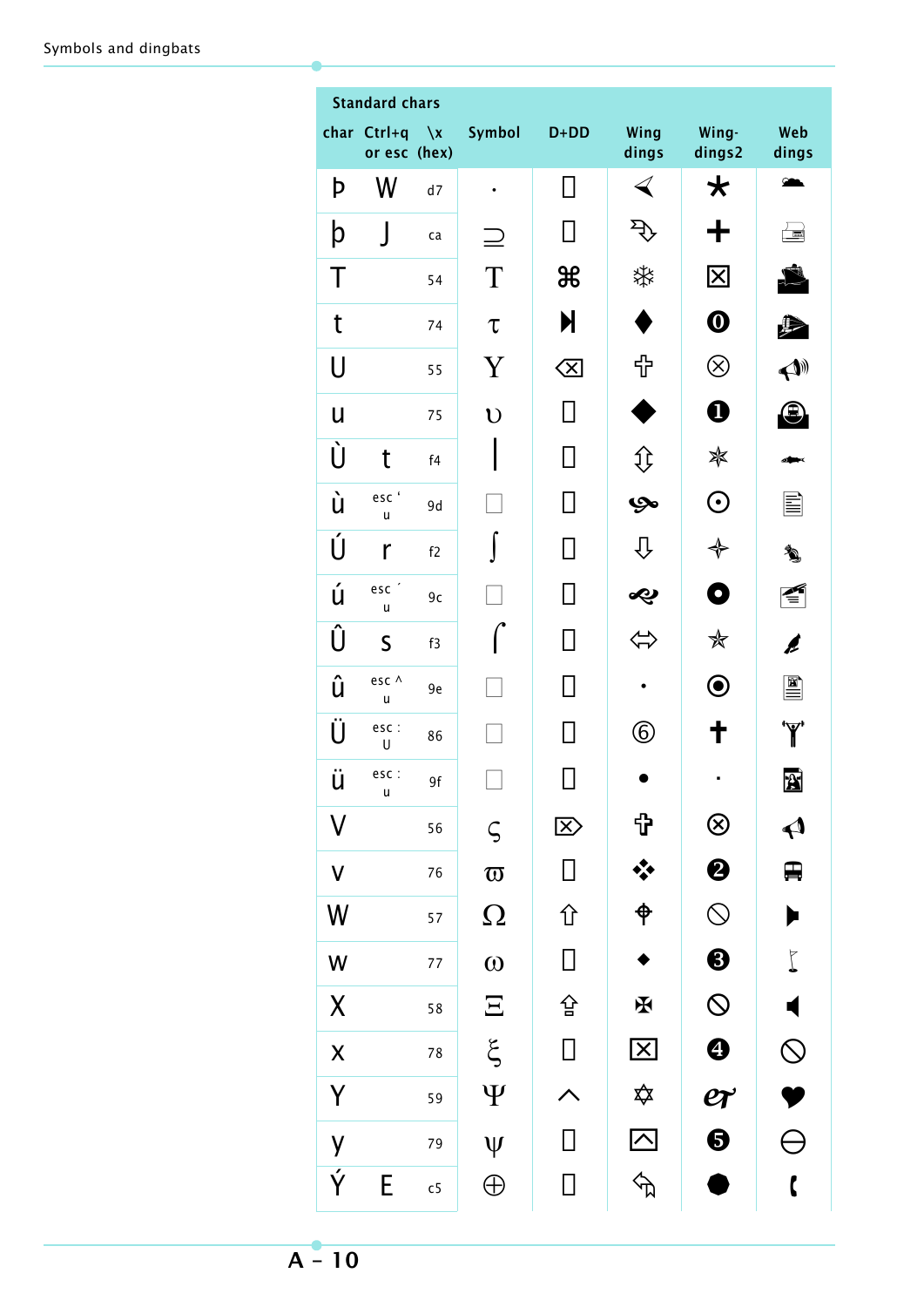| Standard chars | | | Symbol | D+DD | Wing dings | Wing-dings2 | Web dings |
|---|---|---|---|---|---|---|---|
| char | Ctrl+q or esc | \x (hex) | | | | | |
| Þ | W | d7 | · | ▯ | ➢ | ✱ | |
| þ | J | ca | ⊇ | ▯ | ➩ | ✚ | |
| T | | 54 | Τ | ⌘ | ❄ | ☒ | |
| t | | 74 | τ | ⏭ | ◆ | ⓿ | |
| U | | 55 | Υ | ⌫ | ✞ | ⊗ | |
| u | | 75 | υ | ▯ | ◆ | ❶ | |
| Ù | t | f4 | ∣ | ▯ | ⇳ | ✲ | |
| ù | esc ‘ u | 9d | □ | ▯ | | ⊙ | |
| Ú | r | f2 | ⌡ | ▯ | ⇩ | ✦ | |
| ú | esc ´ u | 9c | □ | ▯ | | ● | |
| Û | s | f3 | ⌠ | ▯ | ⬄ | ✯ | |
| û | esc ^ u | 9e | □ | ▯ | · | ◉ | |
| Ü | esc : U | 86 | □ | ▯ | ⑥ | ✝ | |
| ü | esc : u | 9f | □ | ▯ | ● | · | |
| V | | 56 | ς | ⌦ | ✞ | ⊗ | |
| v | | 76 | ϖ | ▯ | ❖ | ❷ | |
| W | | 57 | Ω | ⇧ | ⌖ | ⦸ | |
| w | | 77 | ω | ▯ | ⬥ | ❸ | |
| X | | 58 | Ξ | ⇮ | ✠ | ⦸ | |
| x | | 78 | ξ | ▯ | ⌧ | ❹ | ⦸ |
| Y | | 59 | Ψ | ^ | ✡ | & | ♥ |
| y | | 79 | ψ | ▯ | ⍓ | ❺ | ⊖ |
| Ý | E | c5 | ⊕ | ▯ | ⮰ | ⬣ | |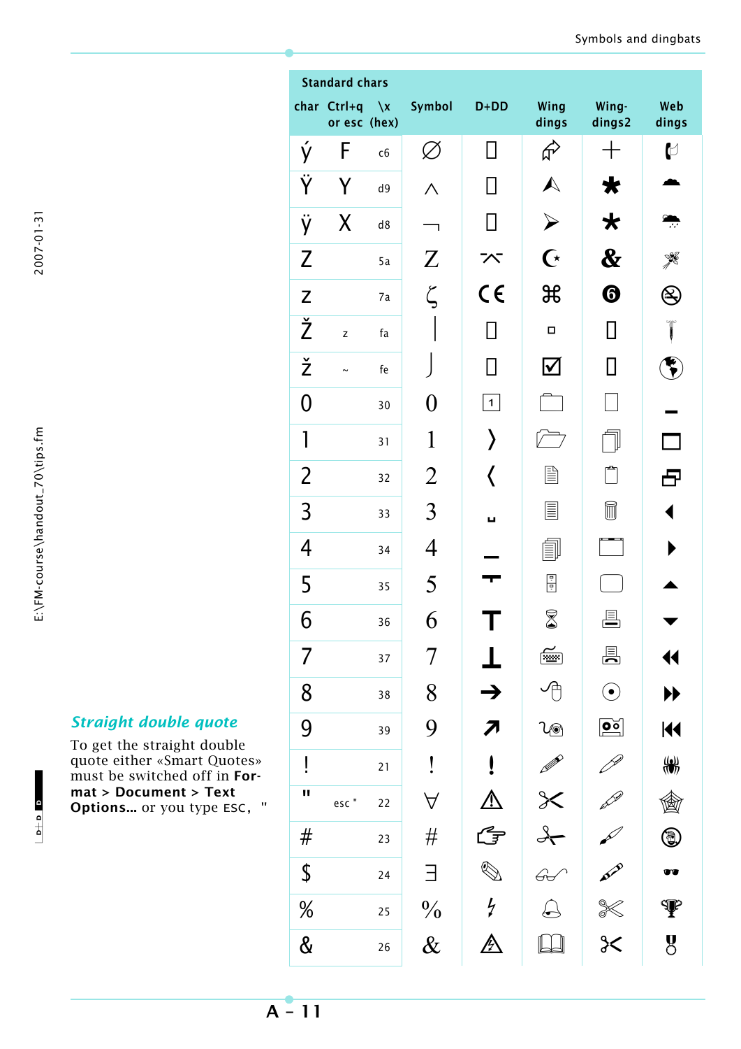### *Straight double quote*

To get the straight double quote either «Smart Quotes» must be switched off in **Format > Document > Text Options...** or you type ESC, "

| Standard chars | | | Symbol | D+DD | Wing dings | Wing-dings2 | Web dings |
|---|---|---|---|---|---|---|---|
| char | Ctrl+q or esc | \x (hex) | | | | | |
| ý | F | c6 | ∅ | ▯ | ➬ | ✚ | ✆ |
| Ÿ | Y | d9 | ∧ | ▯ | ⮙ | ✱ | ☁ |
| ÿ | X | d8 | ¬ | ▯ | ➢ | ✱ | ⛈ |
| Z | | 5a | Z | ⌅ | ☪ | & | ✵ |
| z | | 7a | ζ | CE | ⌘ | ❻ | 🚭 |
| Ž | z | fa | \| | ▯ | ▫ | ▯ | 🕯 |
| ž | ~ | fe | ⌡ | ▯ | ☑ | ▯ | 🌍 |
| 0 | | 30 | 0 | 1 | 🗀 | ▯ | ▁ |
| 1 | | 31 | 1 | 〉 | 📂 | 🗐 | ▢ |
| 2 | | 32 | 2 | 〈 | 📄 | 📋 | 🗗 |
| 3 | | 33 | 3 | ▫ | 🗏 | 🗑 | ◀ |
| 4 | | 34 | 4 | ▁ | 🗐 | ▭ | ▶ |
| 5 | | 35 | 5 | ╤ | 🗄 | ▢ | ▲ |
| 6 | | 36 | 6 | T | ⌛ | 🖶 | ▼ |
| 7 | | 37 | 7 | ⊥ | ⌨ | 🖷 | ⏪ |
| 8 | | 38 | 8 | → | 🖰 | ⊙ | ⏩ |
| 9 | | 39 | 9 | ↗ | 🖲 | 🖭 | ⏮ |
| ! | | 21 | ! | ! | ✏ | 🖊 | 🕷 |
| " | esc " | 22 | ∀ | ⚠ | ✂ | 🖋 | 🕸 |
| # | | 23 | # | ☞ | ✁ | 🖌 | 🗣 |
| $ | | 24 | ∃ | ✎ | 👓 | 🖍 | 🕶 |
| % | | 25 | % | ϟ | 🔔 | ✂ | 🏆 |
| & | | 26 | & | ⚠ | 📖 | ✂ | 🎖 |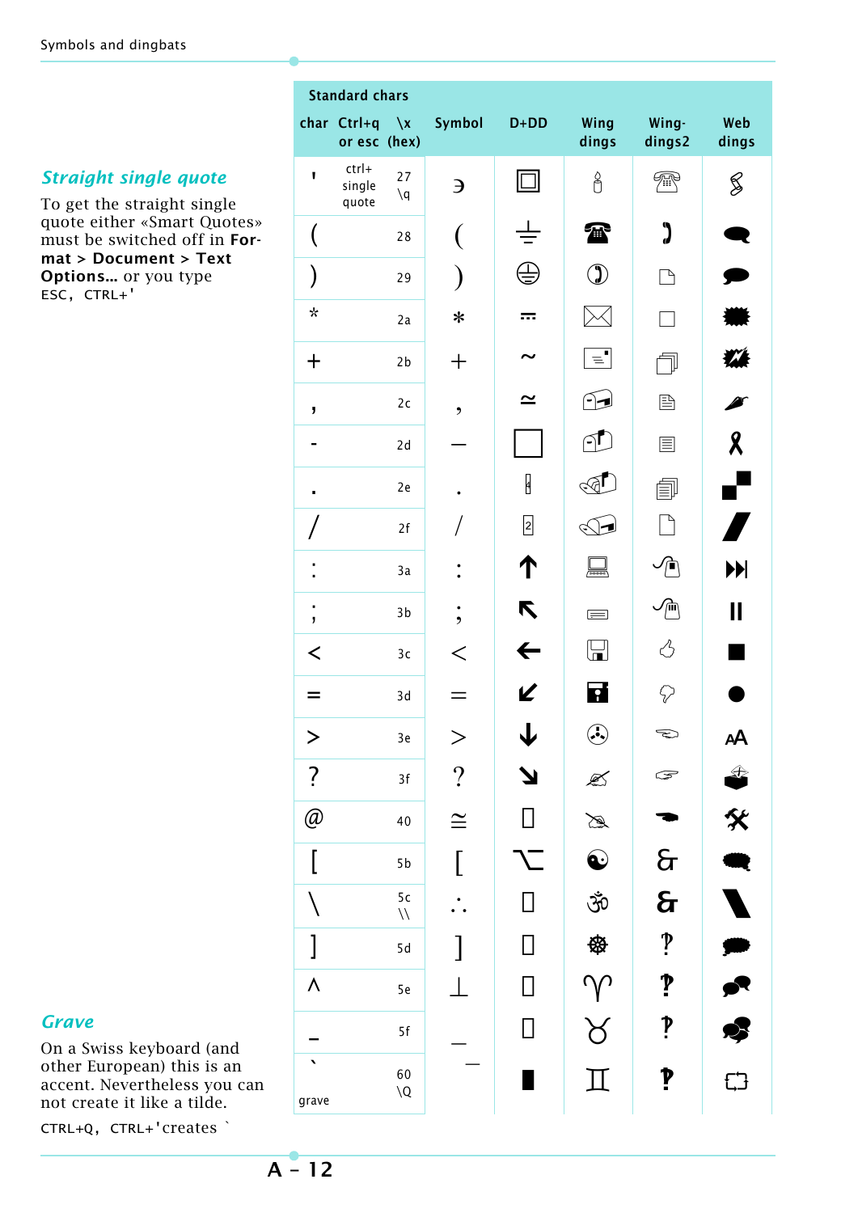## *Straight single quote*

To get the straight single quote either «Smart Quotes» must be switched off in **Format > Document > Text Options...** or you type ESC, CTRL+'

## *Grave*

On a Swiss keyboard (and other European) this is an accent. Nevertheless you can not create it like a tilde.

CTRL+Q, CTRL+'creates `

| Standard chars | | | Symbol | D+DD | Wing dings | Wing-dings2 | Web dings |
|---|---|---|---|---|---|---|---|
| char | Ctrl+q or esc | \x (hex) | | | | | |
| ' | ctrl+ single quote | 27 \q | ∍ | | | | |
| ( | | 28 | ( | | | | |
| ) | | 29 | ) | | | | |
| * | | 2a | ∗ | | | | |
| + | | 2b | + | ~ | | | |
| , | | 2c | , | ≃ | | | |
| - | | 2d | − | | | | |
| . | | 2e | . | | | | |
| / | | 2f | / | | | | |
| : | | 3a | : | ↑ | | | |
| ; | | 3b | ; | ↖ | | | |
| < | | 3c | < | ← | | | |
| = | | 3d | = | ↙ | | | |
| > | | 3e | > | ↓ | | | |
| ? | | 3f | ? | ↘ | | | |
| @ | | 40 | ≅ | | | | |
| [ | | 5b | [ | | | | |
| \ | | 5c \\ | ∴ | | | | |
| ] | | 5d | ] | | | | |
| ^ | | 5e | ⊥ | | ♈ | | |
| _ | | 5f | _ | | ♉ | | |
| ` grave | | 60 \Q | ‾ | | ♊ | | |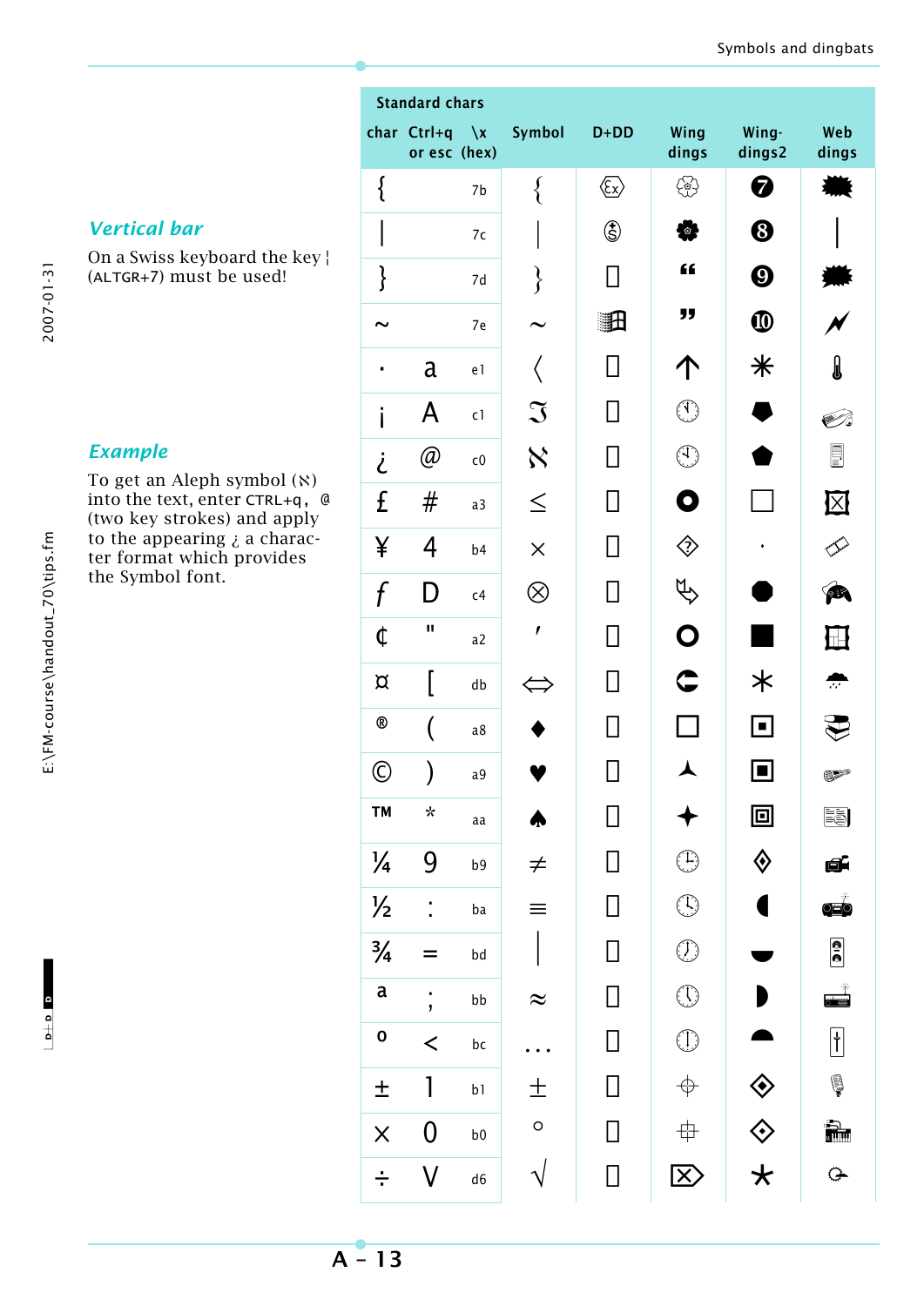## Vertical bar

On a Swiss keyboard the key ¦ (ALTGR+7) must be used!

## Example

To get an Aleph symbol (ℵ) into the text, enter CTRL+q, @ (two key strokes) and apply to the appearing ¿ a character format which provides the Symbol font.

| Standard chars | | | Symbol | D+DD | Wing dings | Wing-dings2 | Web dings |
|---|---|---|---|---|---|---|---|
| char | Ctrl+q or esc | \x (hex) | | | | | |
| { | | 7b | { | | | | |
| \| | | 7c | \| | | | | \| |
| } | | 7d | } | | | | |
| ~ | | 7e | ~ | | | | |
| · | a | e1 | 〈 | | ↑ | ✳ | |
| ¡ | A | c1 | ℑ | | | | |
| ¿ | @ | c0 | ℵ | | | | |
| £ | # | a3 | ≤ | | | ☐ | ☒ |
| ¥ | 4 | b4 | × | | | · | |
| ƒ | D | c4 | ⊗ | | | | |
| ¢ | " | a2 | ′ | | | ■ | |
| ¤ | [ | db | ⇔ | | | ✶ | |
| ® | ( | a8 | ♦ | | ☐ | | |
| © | ) | a9 | ♥ | | | | |
| ™ | * | aa | ♠ | | ✦ | | |
| ¼ | 9 | b9 | ≠ | | | | |
| ½ | : | ba | ≡ | | | | |
| ¾ | = | bd | \| | | | | |
| ª | ; | bb | ≈ | | | | |
| º | < | bc | … | | | | |
| ± | 1 | b1 | ± | | | | |
| × | 0 | b0 | ° | | | | |
| ÷ | V | d6 | √ | | | | |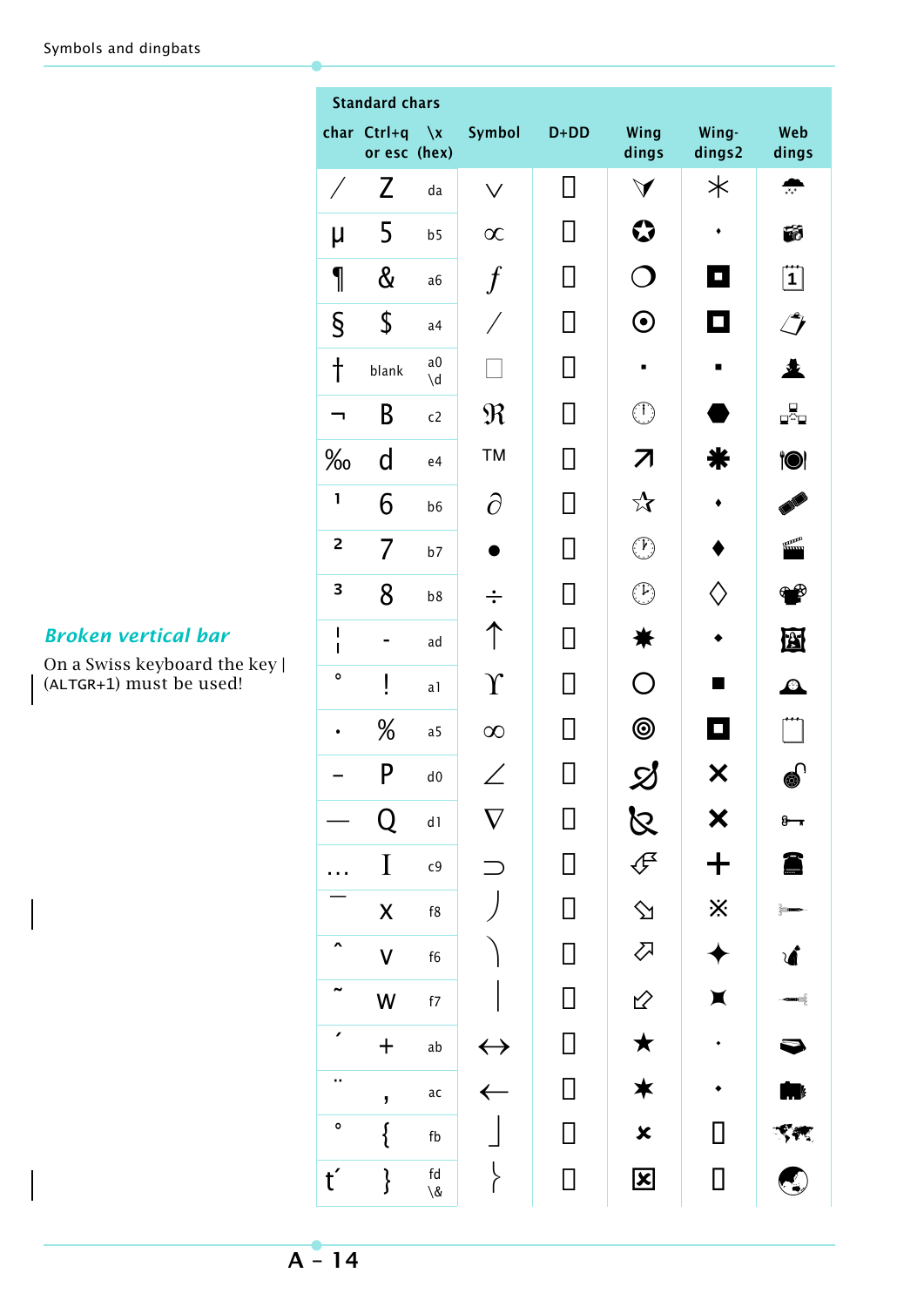| Standard chars | | | Symbol | D+DD | Wing dings | Wing-dings2 | Web dings |
|---|---|---|---|---|---|---|---|
| char | Ctrl+q or esc | \x (hex) | | | | | |
| ⁄ | Z | da | ∨ | ▯ | | | |
| µ | 5 | b5 | ∝ | ▯ | | • | |
| ¶ | & | a6 | ƒ | ▯ | ❍ | | |
| § | $ | a4 | ⁄ | ▯ | ⊙ | | |
| † | blank | a0 \d | | ▯ | ▪ | ▪ | |
| ¬ | B | c2 | ℜ | ▯ | | ⬢ | |
| ‰ | d | e4 | TM | ▯ | | ✱ | |
| ¹ | 6 | b6 | ∂ | ▯ | ☆ | ♦ | |
| ² | 7 | b7 | • | ▯ | | ♦ | |
| ³ | 8 | b8 | ÷ | ▯ | | ◇ | |
| ¦ | - | ad | ↑ | ▯ | ✸ | ♦ | |
| ° | ! | a1 | ϒ | ▯ | ○ | ■ | |
| · | % | a5 | ∞ | ▯ | ◎ | | |
| – | P | d0 | ∠ | ▯ | | ✕ | |
| — | Q | d1 | ∇ | ▯ | | ✖ | |
| … | I | c9 | ⊃ | ▯ | | ✚ | |
| ¯ | x | f8 | ⎠ | ▯ | | ※ | |
| ˆ | v | f6 | ⎞ | ▯ | | ✦ | |
| ˜ | w | f7 | ⎟ | ▯ | | | |
| ´ | + | ab | ↔ | ▯ | ★ | · | |
| ¨ | , | ac | ← | ▯ | ✶ | • | |
| ˚ | { | fb | ⎦ | ▯ | ✖ | ▯ | |
| ť | } | fd \& | ⎬ | ▯ | ☒ | ▯ | |

### *Broken vertical bar*

On a Swiss keyboard the key | (ALTGR+1) must be used!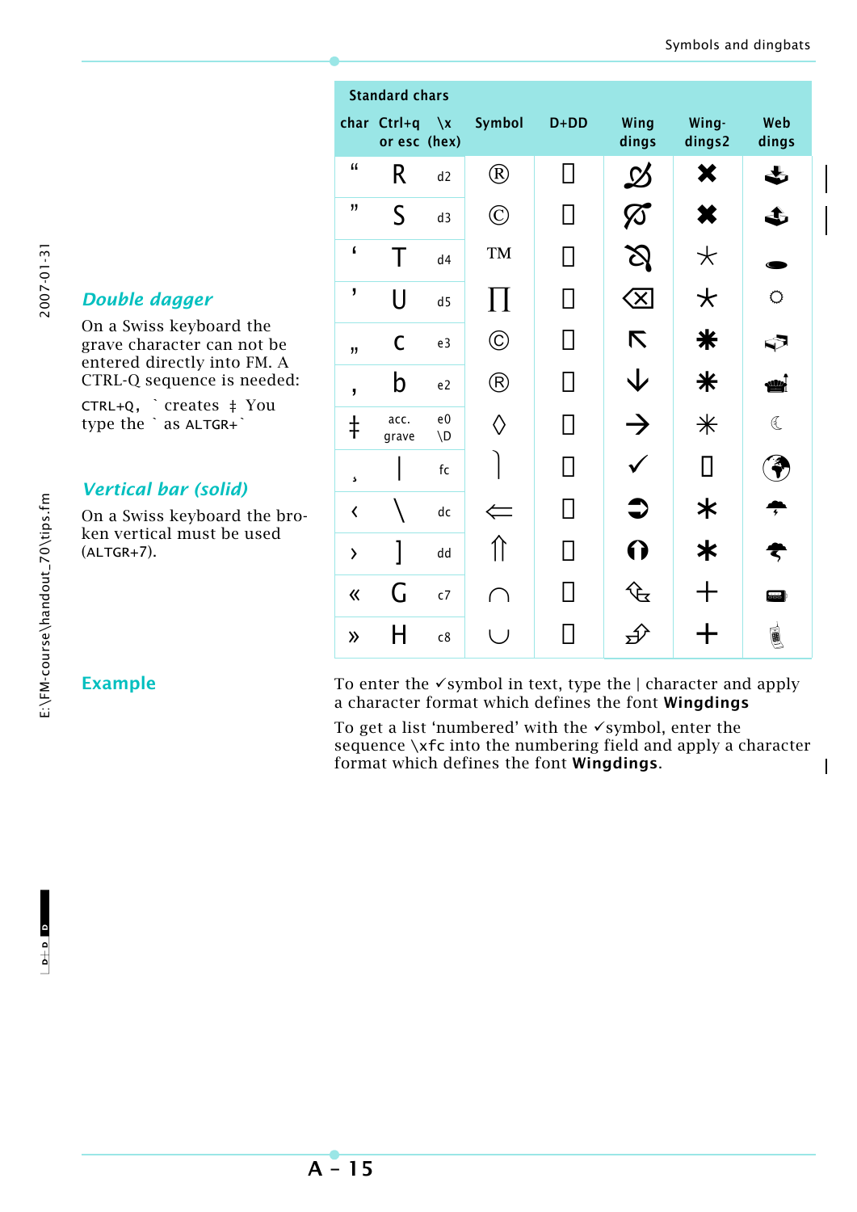| Standard chars | | | | | | | |
|---|---|---|---|---|---|---|---|
| char | Ctrl+q or esc | \x (hex) | Symbol | D+DD | Wing dings | Wing-dings2 | Web dings |
| “ | R | d2 | ® | ▯ | | ✖ | |
| ” | S | d3 | © | ▯ | | ✖ | |
| ‘ | T | d4 | ™ | ▯ | | | |
| ’ | U | d5 | ∏ | ▯ | ⌫ | | ○ |
| „ | c | e3 | © | ▯ | ⇖ | | |
| ‚ | b | e2 | ® | ▯ | ↓ | | |
| ‡ | acc. grave | e0 \D | ◊ | ▯ | → | ✳ | ☾ |
| ¸ | \| | fc | ⎭ | ▯ | ✓ | ▯ | |
| ‹ | \ | dc | ⇐ | ▯ | | | |
| › | ] | dd | ⇑ | ▯ | | | |
| « | G | c7 | ∩ | ▯ | | + | |
| » | H | c8 | ∪ | ▯ | | + | |

## *Double dagger*

On a Swiss keyboard the grave character can not be entered directly into FM. A CTRL-Q sequence is needed:

CTRL+Q, ` creates ‡ You type the ` as ALTGR+`

## *Vertical bar (solid)*

On a Swiss keyboard the broken vertical must be used (ALTGR+7).

## Example

To enter the ✓symbol in text, type the | character and apply a character format which defines the font **Wingdings**

To get a list ‘numbered’ with the ✓symbol, enter the sequence \xfc into the numbering field and apply a character format which defines the font **Wingdings**.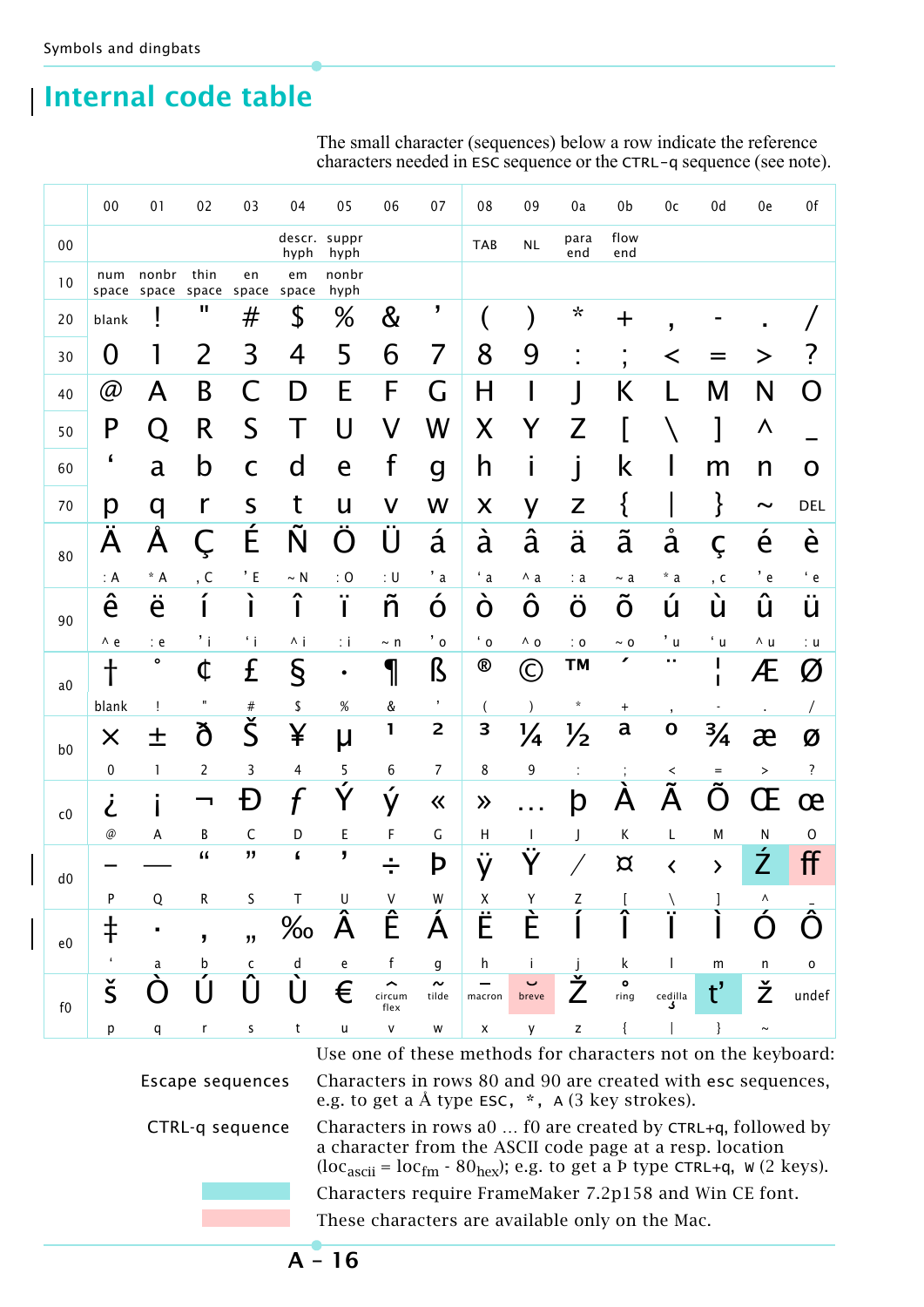# Internal code table

The small character (sequences) below a row indicate the reference characters needed in ESC sequence or the CTRL-q sequence (see note).

| | 00 | 01 | 02 | 03 | 04 | 05 | 06 | 07 | 08 | 09 | 0a | 0b | 0c | 0d | 0e | 0f |
|---|---|---|---|---|---|---|---|---|---|---|---|---|---|---|---|---|
| 00 | | | | | descr. hyph | suppr hyph | | | TAB | NL | para end | flow end | | | | |
| 10 | num space | nonbr space | thin space | en space | em space | nonbr hyph | | | | | | | | | | |
| 20 | blank | ! | " | # | $ | % | & | ’ | ( | ) | * | + | , | - | . | / |
| 30 | 0 | 1 | 2 | 3 | 4 | 5 | 6 | 7 | 8 | 9 | : | ; | < | = | > | ? |
| 40 | @ | A | B | C | D | E | F | G | H | I | J | K | L | M | N | O |
| 50 | P | Q | R | S | T | U | V | W | X | Y | Z | [ | \ | ] | ^ | _ |
| 60 | ‘ | a | b | c | d | e | f | g | h | i | j | k | l | m | n | o |
| 70 | p | q | r | s | t | u | v | w | x | y | z | { | \| | } | ~ | DEL |
| 80 | Ä | Å | Ç | É | Ñ | Ö | Ü | á | à | â | ä | ã | å | ç | é | è |
| | : A | * A | , C | ’ E | ~ N | : O | : U | ’ a | ‘ a | ^ a | : a | ~ a | * a | , c | ’ e | ‘ e |
| 90 | ê | ë | í | ì | î | ï | ñ | ó | ò | ô | ö | õ | ú | ù | û | ü |
| | ^ e | : e | ’ i | ‘ i | ^ i | : i | ~ n | ’ o | ‘ o | ^ o | : o | ~ o | ’ u | ‘ u | ^ u | : u |
| a0 | † | ° | ¢ | £ | § | • | ¶ | ß | ® | © | ™ | ´ | ¨ | ¦ | Æ | Ø |
| | blank | ! | " | # | $ | % | & | ’ | ( | ) | * | + | , | - | . | / |
| b0 | × | ± | ð | Š | ¥ | µ | ¹ | ² | ³ | ¼ | ½ | ª | º | ¾ | æ | ø |
| | 0 | 1 | 2 | 3 | 4 | 5 | 6 | 7 | 8 | 9 | : | ; | < | = | > | ? |
| c0 | ¿ | ¡ | ¬ | Ð | ƒ | Ý | ý | « | » | … | þ | À | Ã | Õ | Œ | œ |
| | @ | A | B | C | D | E | F | G | H | I | J | K | L | M | N | O |
| d0 | – | — | “ | ” | ‘ | ’ | ÷ | Þ | ÿ | Ÿ | ⁄ | ¤ | ‹ | › | Ź | ﬀ |
| | P | Q | R | S | T | U | V | W | X | Y | Z | [ | \ | ] | ^ | _ |
| e0 | ‡ | · | ‚ | „ | ‰ | Â | Ê | Á | Ë | È | Í | Î | Ï | Ì | Ó | Ô |
| | ‘ | a | b | c | d | e | f | g | h | i | j | k | l | m | n | o |
| f0 | š | Ò | Ú | Û | Ù | € | circum flex | tilde | macron | breve | Ž | ring | cedilla | ť | ž | undef |
| | p | q | r | s | t | u | v | w | x | y | z | { | \| | } | ~ | |

Use one of these methods for characters not on the keyboard:

**Escape sequences** — Characters in rows 80 and 90 are created with esc sequences, e.g. to get a Å type ESC, *, A (3 key strokes).

**CTRL-q sequence** — Characters in rows a0 … f0 are created by CTRL+q, followed by a character from the ASCII code page at a resp. location ($loc_{ascii} = loc_{fm} - 80_{hex}$); e.g. to get a Þ type CTRL+q, W (2 keys).

(cyan) Characters require FrameMaker 7.2p158 and Win CE font.

(pink) These characters are available only on the Mac.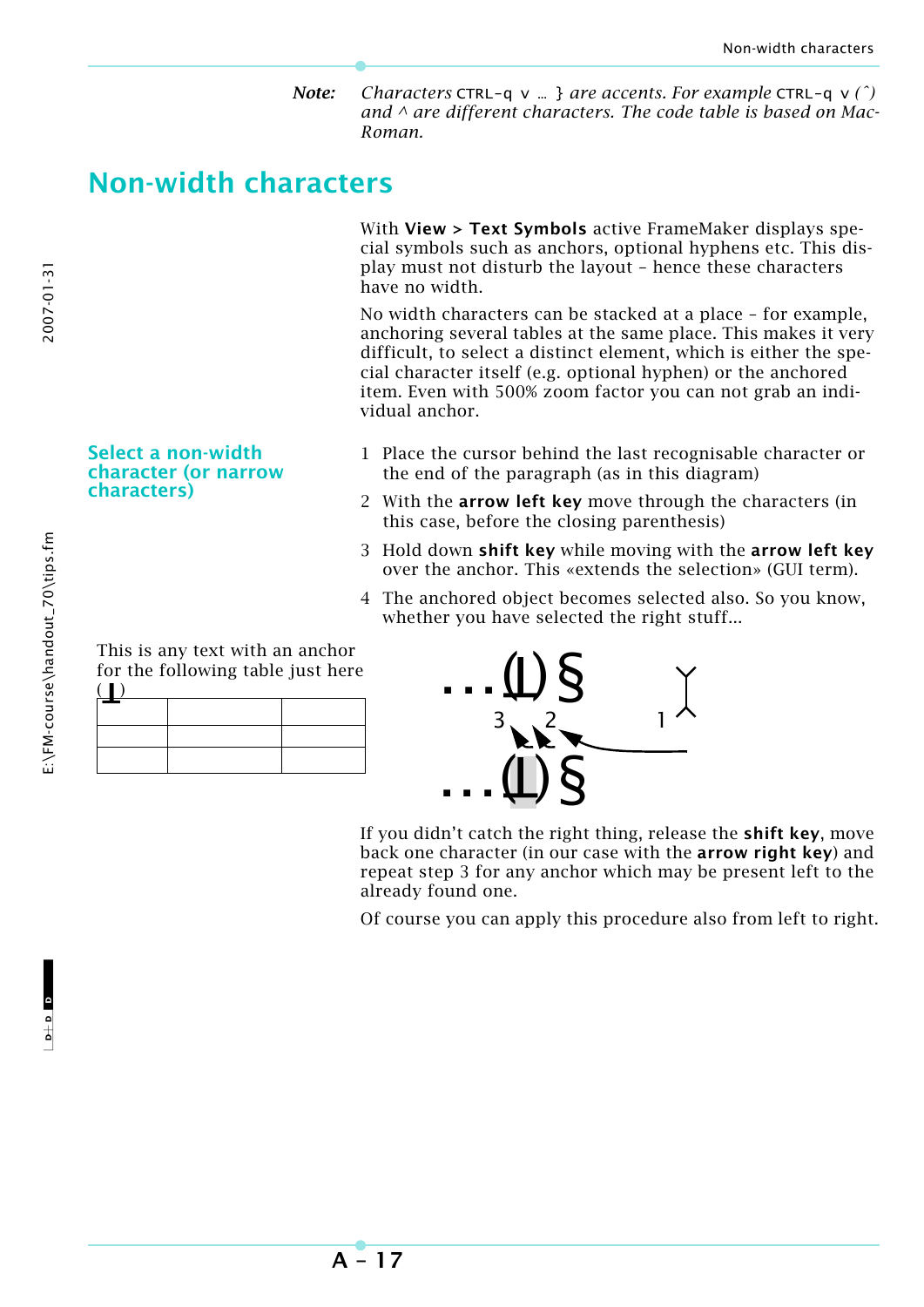*Note:* *Characters* CTRL-q v … } *are accents. For example* CTRL-q v *(ˆ) and ^ are different characters. The code table is based on Mac-Roman.*

# Non-width characters

With **View > Text Symbols** active FrameMaker displays special symbols such as anchors, optional hyphens etc. This display must not disturb the layout – hence these characters have no width.

No width characters can be stacked at a place – for example, anchoring several tables at the same place. This makes it very difficult, to select a distinct element, which is either the special character itself (e.g. optional hyphen) or the anchored item. Even with 500% zoom factor you can not grab an individual anchor.

## Select a non-width character (or narrow characters)

1. Place the cursor behind the last recognisable character or the end of the paragraph (as in this diagram)
2. With the **arrow left key** move through the characters (in this case, before the closing parenthesis)
3. Hold down **shift key** while moving with the **arrow left key** over the anchor. This «extends the selection» (GUI term).
4. The anchored object becomes selected also. So you know, whether you have selected the right stuff...

This is any text with an anchor for the following table just here (⊥)

| | | |
|---|---|---|
| | | |
| | | |

…(⊥)§ 3 2 1 …(⊥)§

If you didn't catch the right thing, release the **shift key**, move back one character (in our case with the **arrow right key**) and repeat step 3 for any anchor which may be present left to the already found one.

Of course you can apply this procedure also from left to right.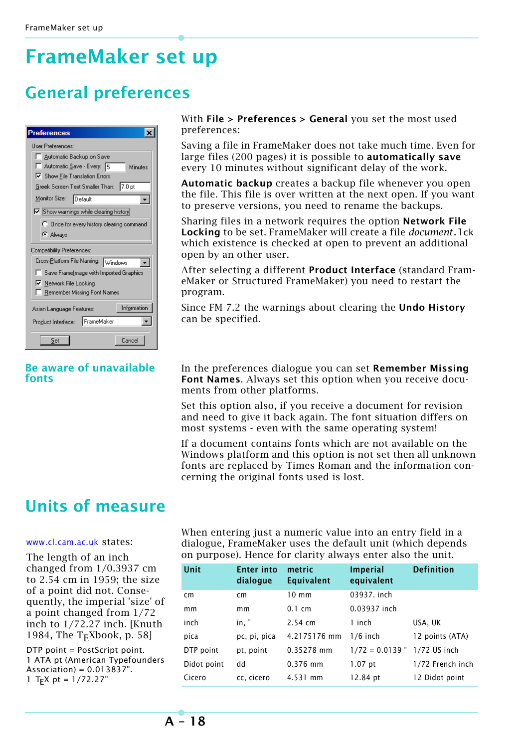# FrameMaker set up

## General preferences

With **File > Preferences > General** you set the most used preferences:

Saving a file in FrameMaker does not take much time. Even for large files (200 pages) it is possible to **automatically save** every 10 minutes without significant delay of the work.

**Automatic backup** creates a backup file whenever you open the file. This file is over written at the next open. If you want to preserve versions, you need to rename the backups.

Sharing files in a network requires the option **Network File Locking** to be set. FrameMaker will create a file *document*.lck which existence is checked at open to prevent an additional open by an other user.

After selecting a different **Product Interface** (standard FrameMaker or Structured FrameMaker) you need to restart the program.

Since FM 7.2 the warnings about clearing the **Undo History** can be specified.

### Be aware of unavailable fonts

In the preferences dialogue you can set **Remember Missing Font Names**. Always set this option when you receive documents from other platforms.

Set this option also, if you receive a document for revision and need to give it back again. The font situation differs on most systems - even with the same operating system!

If a document contains fonts which are not available on the Windows platform and this option is not set then all unknown fonts are replaced by Times Roman and the information concerning the original fonts used is lost.

## Units of measure

www.cl.cam.ac.uk states:

The length of an inch changed from 1/0.3937 cm to 2.54 cm in 1959; the size of a point did not. Consequently, the imperial 'size' of a point changed from 1/72 inch to 1/72.27 inch. [Knuth 1984, The TEXbook, p. 58]

DTP point = PostScript point.
1 ATA pt (American Typefounders Association) = 0.013837".
1 TEX pt = 1/72.27"

When entering just a numeric value into an entry field in a dialogue, FrameMaker uses the default unit (which depends on purpose). Hence for clarity always enter also the unit.

| Unit | Enter into dialogue | metric Equivalent | Imperial equivalent | Definition |
|---|---|---|---|---|
| cm | cm | 10 mm | 03937. inch | |
| mm | mm | 0.1 cm | 0.03937 inch | |
| inch | in, " | 2.54 cm | 1 inch | USA, UK |
| pica | pc, pi, pica | 4.2175176 mm | 1/6 inch | 12 points (ATA) |
| DTP point | pt, point | 0.35278 mm | 1/72 = 0.0139 " | 1/72 US inch |
| Didot point | dd | 0.376 mm | 1.07 pt | 1/72 French inch |
| Cicero | cc, cicero | 4.531 mm | 12.84 pt | 12 Didot point |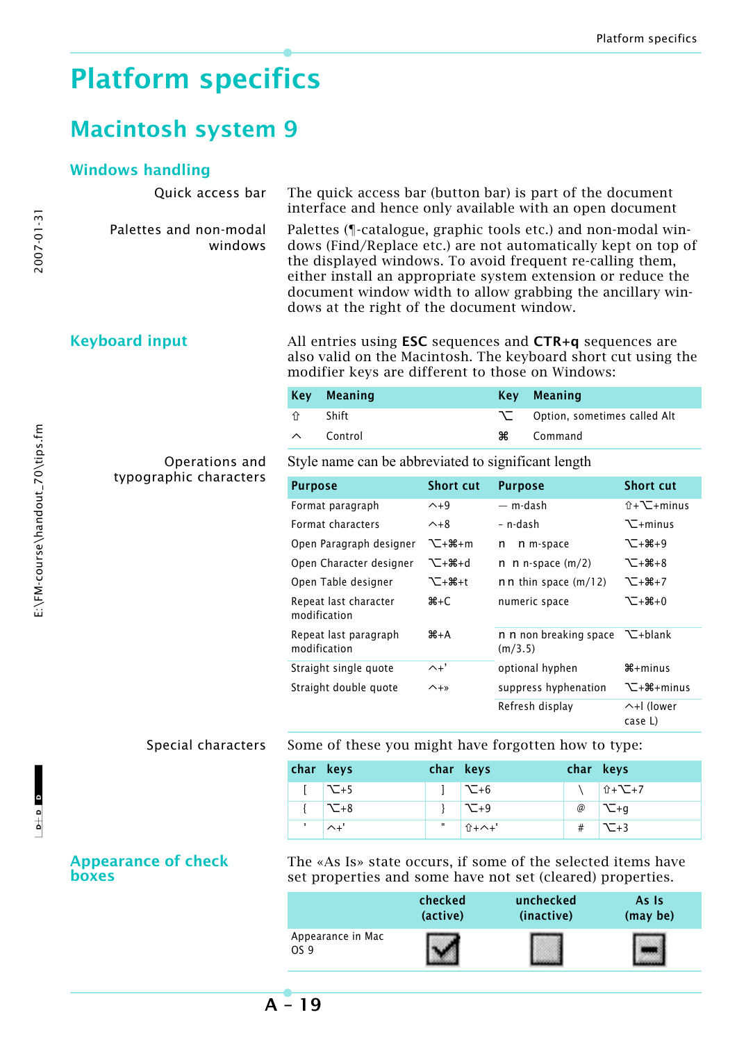# Platform specifics

## Macintosh system 9

### Windows handling

**Quick access bar**

The quick access bar (button bar) is part of the document interface and hence only available with an open document

**Palettes and non-modal windows**

Palettes (¶-catalogue, graphic tools etc.) and non-modal windows (Find/Replace etc.) are not automatically kept on top of the displayed windows. To avoid frequent re-calling them, either install an appropriate system extension or reduce the document window width to allow grabbing the ancillary windows at the right of the document window.

### Keyboard input

All entries using **ESC** sequences and **CTR+q** sequences are also valid on the Macintosh. The keyboard short cut using the modifier keys are different to those on Windows:

| Key | Meaning | Key | Meaning |
|---|---|---|---|
| ⇧ | Shift | ⌥ | Option, sometimes called Alt |
| ^ | Control | ⌘ | Command |

**Operations and typographic characters**

Style name can be abbreviated to significant length

| Purpose | Short cut | Purpose | Short cut |
|---|---|---|---|
| Format paragraph | ^+9 | — m-dash | ⇧+⌥+minus |
| Format characters | ^+8 | – n-dash | ⌥+minus |
| Open Paragraph designer | ⌥+⌘+m | n n m-space | ⌥+⌘+9 |
| Open Character designer | ⌥+⌘+d | n n n-space (m/2) | ⌥+⌘+8 |
| Open Table designer | ⌥+⌘+t | n n thin space (m/12) | ⌥+⌘+7 |
| Repeat last character modification | ⌘+C | numeric space | ⌥+⌘+0 |
| Repeat last paragraph modification | ⌘+A | n n non breaking space (m/3.5) | ⌥+blank |
| Straight single quote | ^+' | optional hyphen | ⌘+minus |
| Straight double quote | ^+» | suppress hyphenation | ⌥+⌘+minus |
| | | Refresh display | ^+l (lower case L) |

**Special characters**

Some of these you might have forgotten how to type:

| char | keys | char | keys | char | keys |
|---|---|---|---|---|---|
| [ | ⌥+5 | ] | ⌥+6 | \ | ⇧+⌥+7 |
| { | ⌥+8 | } | ⌥+9 | @ | ⌥+g |
| ' | ^+' | " | ⇧+^+' | # | ⌥+3 |

### Appearance of check boxes

The «As Is» state occurs, if some of the selected items have set properties and some have not set (cleared) properties.

| | checked (active) | unchecked (inactive) | As Is (may be) |
|---|---|---|---|
| Appearance in Mac OS 9 | ☑ | ☐ | ⊟ |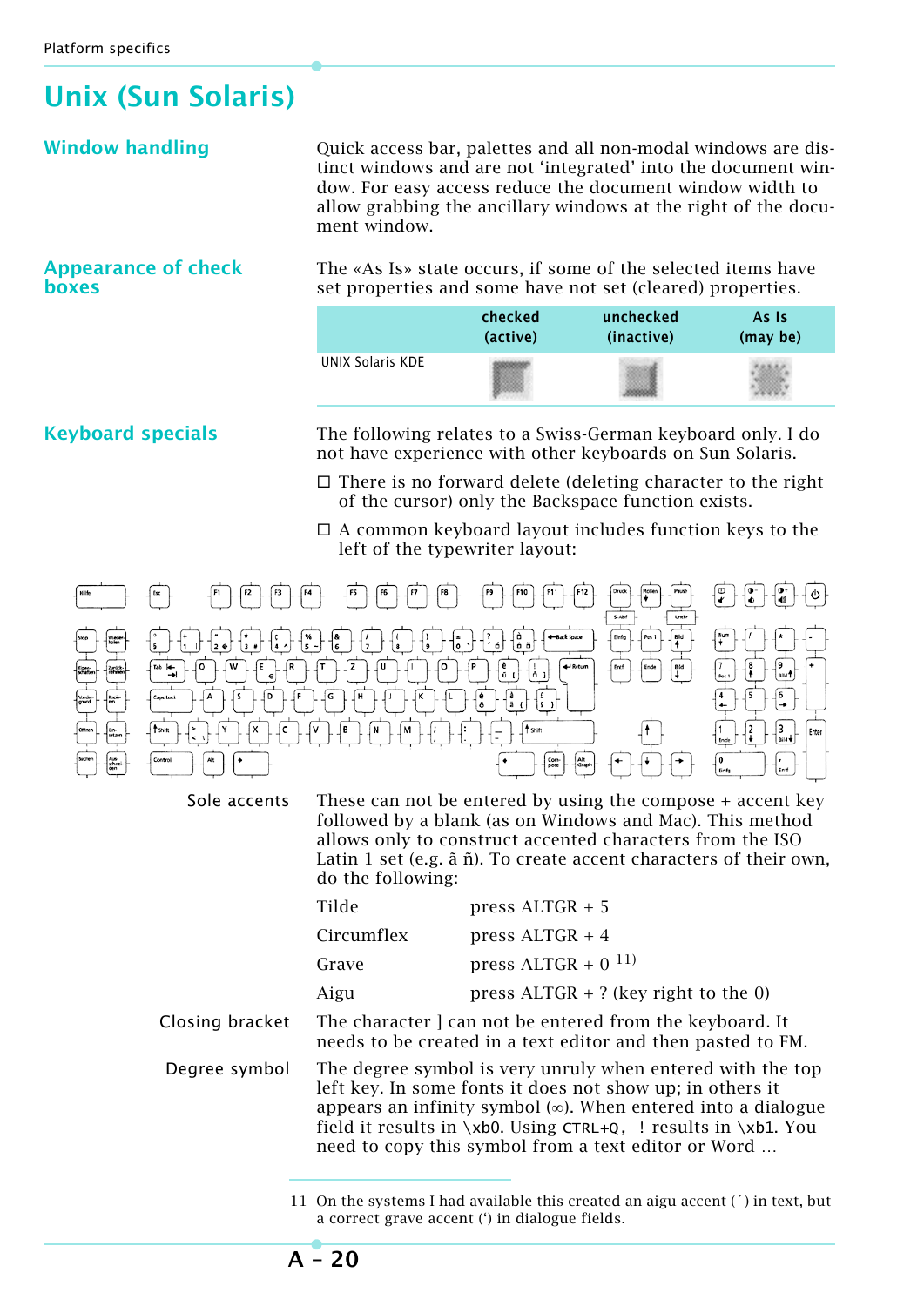# Unix (Sun Solaris)

## Window handling

Quick access bar, palettes and all non-modal windows are distinct windows and are not 'integrated' into the document window. For easy access reduce the document window width to allow grabbing the ancillary windows at the right of the document window.

## Appearance of check boxes

The «As Is» state occurs, if some of the selected items have set properties and some have not set (cleared) properties.

| | checked (active) | unchecked (inactive) | As Is (may be) |
|---|---|---|---|
| UNIX Solaris KDE | | | |

## Keyboard specials

The following relates to a Swiss-German keyboard only. I do not have experience with other keyboards on Sun Solaris.

- There is no forward delete (deleting character to the right of the cursor) only the Backspace function exists.
- A common keyboard layout includes function keys to the left of the typewriter layout:

**Sole accents**

These can not be entered by using the compose + accent key followed by a blank (as on Windows and Mac). This method allows only to construct accented characters from the ISO Latin 1 set (e.g. ã ñ). To create accent characters of their own, do the following:

| | |
|---|---|
| Tilde | press ALTGR + 5 |
| Circumflex | press ALTGR + 4 |
| Grave | press ALTGR + 0 [11)] |
| Aigu | press ALTGR + ? (key right to the 0) |

**Closing bracket**

The character ] can not be entered from the keyboard. It needs to be created in a text editor and then pasted to FM.

**Degree symbol**

The degree symbol is very unruly when entered with the top left key. In some fonts it does not show up; in others it appears an infinity symbol (∞). When entered into a dialogue field it results in \xb0. Using CTRL+Q, ! results in \xb1. You need to copy this symbol from a text editor or Word …

---

11 On the systems I had available this created an aigu accent (´) in text, but a correct grave accent (‘) in dialogue fields.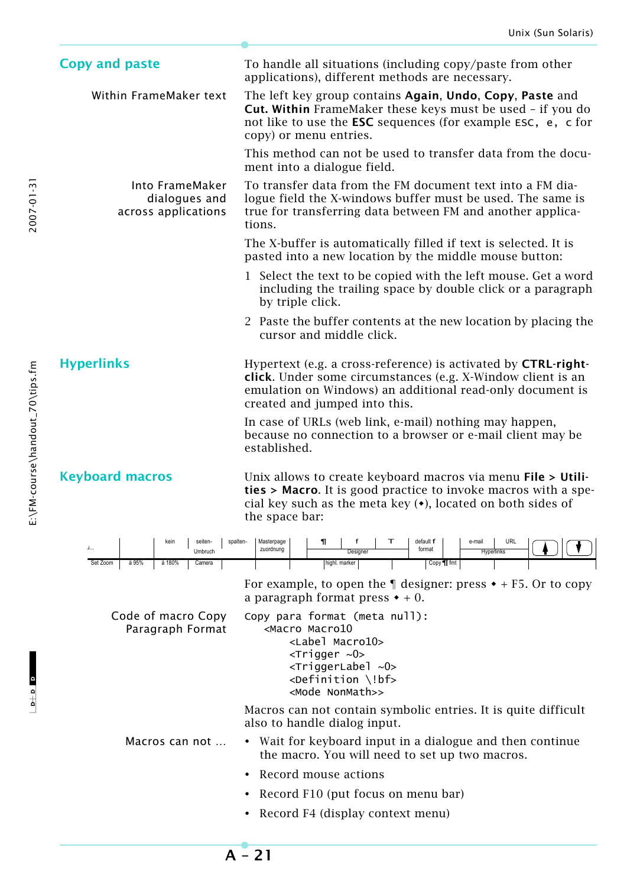## Copy and paste

To handle all situations (including copy/paste from other applications), different methods are necessary.

**Within FrameMaker text**

The left key group contains **Again**, **Undo**, **Copy**, **Paste** and **Cut. Within** FrameMaker these keys must be used – if you do not like to use the **ESC** sequences (for example `ESC, e, c` for copy) or menu entries.

This method can not be used to transfer data from the document into a dialogue field.

**Into FrameMaker dialogues and across applications**

To transfer data from the FM document text into a FM dialogue field the X-windows buffer must be used. The same is true for transferring data between FM and another applications.

The X-buffer is automatically filled if text is selected. It is pasted into a new location by the middle mouse button:

1. Select the text to be copied with the left mouse. Get a word including the trailing space by double click or a paragraph by triple click.
2. Paste the buffer contents at the new location by placing the cursor and middle click.

## Hyperlinks

Hypertext (e.g. a cross-reference) is activated by **CTRL-right-click**. Under some circumstances (e.g. X-Window client is an emulation on Windows) an additional read-only document is created and jumped into this.

In case of URLs (web link, e-mail) nothing may happen, because no connection to a browser or e-mail client may be established.

## Keyboard macros

Unix allows to create keyboard macros via menu **File > Utilities > Macro**. It is good practice to invoke macros with a special key such as the meta key (⬥), located on both sides of the space bar:

| J... | | kein | seiten-Umbruch | spalten- | Masterpage zuordnung | ¶ | f | ⊤ | default f format | | e-mail | URL | ↑ | ↓ |
|---|---|---|---|---|---|---|---|---|---|---|---|---|---|---|
| | | | | | | Designer | | | | | Hyperlinks | | | |
| Set Zoom | à 95% | à 180% | Camera | | | highl. marker | | | Copy ¶ fmt | | | | | |

For example, to open the ¶ designer: press ⬥ + F5. Or to copy a paragraph format press ⬥ + 0.

**Code of macro Copy Paragraph Format**

```
Copy para format (meta null):
    <Macro Macro10
         <Label Macro10>
         <Trigger ~0>
         <TriggerLabel ~0>
         <Definition \!bf>
         <Mode NonMath>>
```

Macros can not contain symbolic entries. It is quite difficult also to handle dialog input.

**Macros can not ...**

- Wait for keyboard input in a dialogue and then continue the macro. You will need to set up two macros.
- Record mouse actions
- Record F10 (put focus on menu bar)
- Record F4 (display context menu)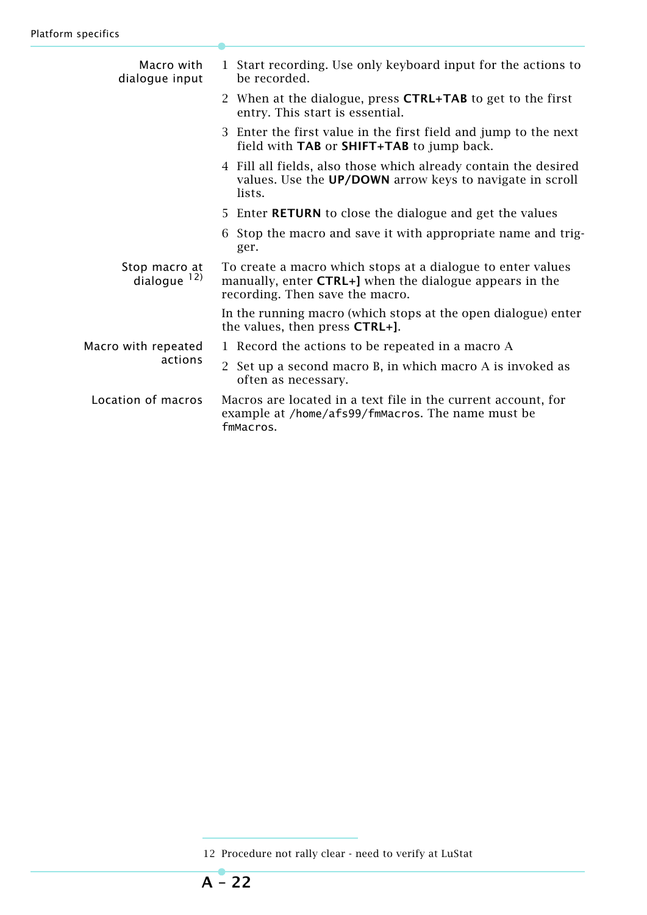**Macro with dialogue input**

1. Start recording. Use only keyboard input for the actions to be recorded.
2. When at the dialogue, press **CTRL+TAB** to get to the first entry. This start is essential.
3. Enter the first value in the first field and jump to the next field with **TAB** or **SHIFT+TAB** to jump back.
4. Fill all fields, also those which already contain the desired values. Use the **UP/DOWN** arrow keys to navigate in scroll lists.
5. Enter **RETURN** to close the dialogue and get the values
6. Stop the macro and save it with appropriate name and trigger.

**Stop macro at dialogue** [12)]

To create a macro which stops at a dialogue to enter values manually, enter **CTRL+]** when the dialogue appears in the recording. Then save the macro.

In the running macro (which stops at the open dialogue) enter the values, then press **CTRL+]**.

**Macro with repeated actions**

1. Record the actions to be repeated in a macro A
2. Set up a second macro B, in which macro A is invoked as often as necessary.

**Location of macros**

Macros are located in a text file in the current account, for example at `/home/afs99/fmMacros`. The name must be `fmMacros`.

---

12 Procedure not rally clear - need to verify at LuStat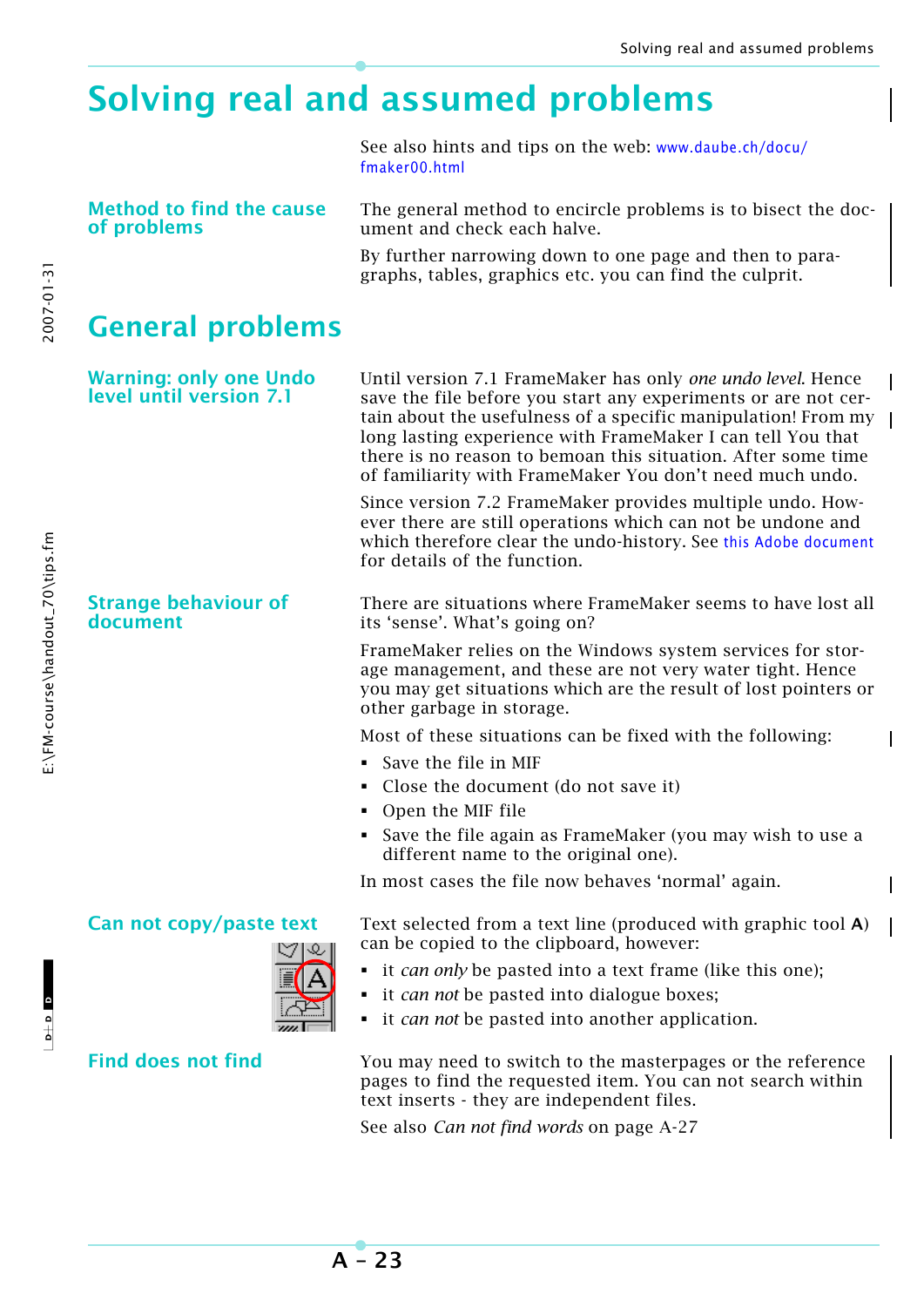// Solving real and assumed problems

See also hints and tips on the web: www.daube.ch/docu/fmaker00.html

### Method to find the cause of problems

The general method to encircle problems is to bisect the document and check each halve.

By further narrowing down to one page and then to paragraphs, tables, graphics etc. you can find the culprit.

# General problems

### Warning: only one Undo level until version 7.1

Until version 7.1 FrameMaker has only *one undo level*. Hence save the file before you start any experiments or are not certain about the usefulness of a specific manipulation! From my long lasting experience with FrameMaker I can tell You that there is no reason to bemoan this situation. After some time of familiarity with FrameMaker You don't need much undo.

Since version 7.2 FrameMaker provides multiple undo. However there are still operations which can not be undone and which therefore clear the undo-history. See this Adobe document for details of the function.

### Strange behaviour of document

There are situations where FrameMaker seems to have lost all its 'sense'. What's going on?

FrameMaker relies on the Windows system services for storage management, and these are not very water tight. Hence you may get situations which are the result of lost pointers or other garbage in storage.

Most of these situations can be fixed with the following:

- Save the file in MIF
- Close the document (do not save it)
- Open the MIF file
- Save the file again as FrameMaker (you may wish to use a different name to the original one).

In most cases the file now behaves 'normal' again.

### Can not copy/paste text

Text selected from a text line (produced with graphic tool **A**) can be copied to the clipboard, however:

- it *can only* be pasted into a text frame (like this one);
- it *can not* be pasted into dialogue boxes;
- it *can not* be pasted into another application.

### Find does not find

You may need to switch to the masterpages or the reference pages to find the requested item. You can not search within text inserts - they are independent files.

See also *Can not find words* on page A-27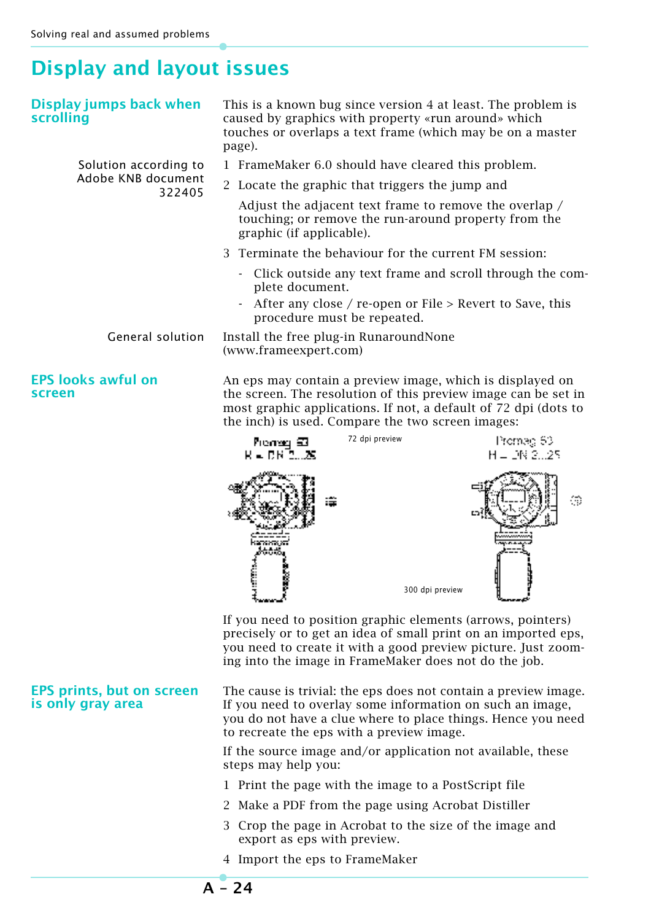# Display and layout issues

## Display jumps back when scrolling

This is a known bug since version 4 at least. The problem is caused by graphics with property «run around» which touches or overlaps a text frame (which may be on a master page).

**Solution according to Adobe KNB document 322405**

1. FrameMaker 6.0 should have cleared this problem.
2. Locate the graphic that triggers the jump and

   Adjust the adjacent text frame to remove the overlap / touching; or remove the run-around property from the graphic (if applicable).
3. Terminate the behaviour for the current FM session:
   - Click outside any text frame and scroll through the complete document.
   - After any close / re-open or File > Revert to Save, this procedure must be repeated.

**General solution**

Install the free plug-in RunaroundNone (www.frameexpert.com)

## EPS looks awful on screen

An eps may contain a preview image, which is displayed on the screen. The resolution of this preview image can be set in most graphic applications. If not, a default of 72 dpi (dots to the inch) is used. Compare the two screen images:

72 dpi preview

300 dpi preview

If you need to position graphic elements (arrows, pointers) precisely or to get an idea of small print on an imported eps, you need to create it with a good preview picture. Just zooming into the image in FrameMaker does not do the job.

## EPS prints, but on screen is only gray area

The cause is trivial: the eps does not contain a preview image. If you need to overlay some information on such an image, you do not have a clue where to place things. Hence you need to recreate the eps with a preview image.

If the source image and/or application not available, these steps may help you:

1. Print the page with the image to a PostScript file
2. Make a PDF from the page using Acrobat Distiller
3. Crop the page in Acrobat to the size of the image and export as eps with preview.
4. Import the eps to FrameMaker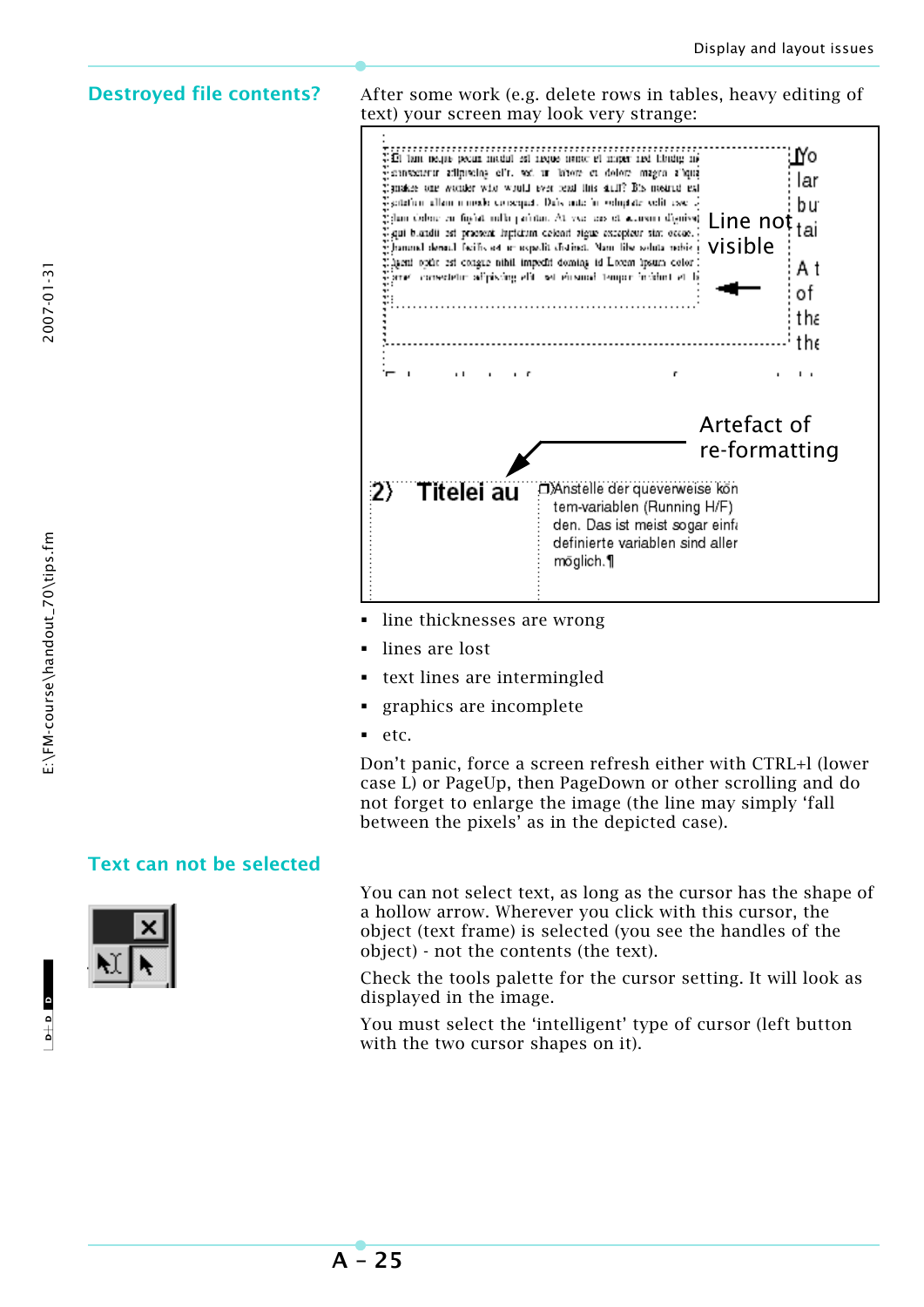## Destroyed file contents?

After some work (e.g. delete rows in tables, heavy editing of text) your screen may look very strange:

- line thicknesses are wrong
- lines are lost
- text lines are intermingled
- graphics are incomplete
- etc.

Don’t panic, force a screen refresh either with CTRL+l (lower case L) or PageUp, then PageDown or other scrolling and do not forget to enlarge the image (the line may simply ‘fall between the pixels’ as in the depicted case).

## Text can not be selected

You can not select text, as long as the cursor has the shape of a hollow arrow. Wherever you click with this cursor, the object (text frame) is selected (you see the handles of the object) - not the contents (the text).

Check the tools palette for the cursor setting. It will look as displayed in the image.

You must select the ‘intelligent’ type of cursor (left button with the two cursor shapes on it).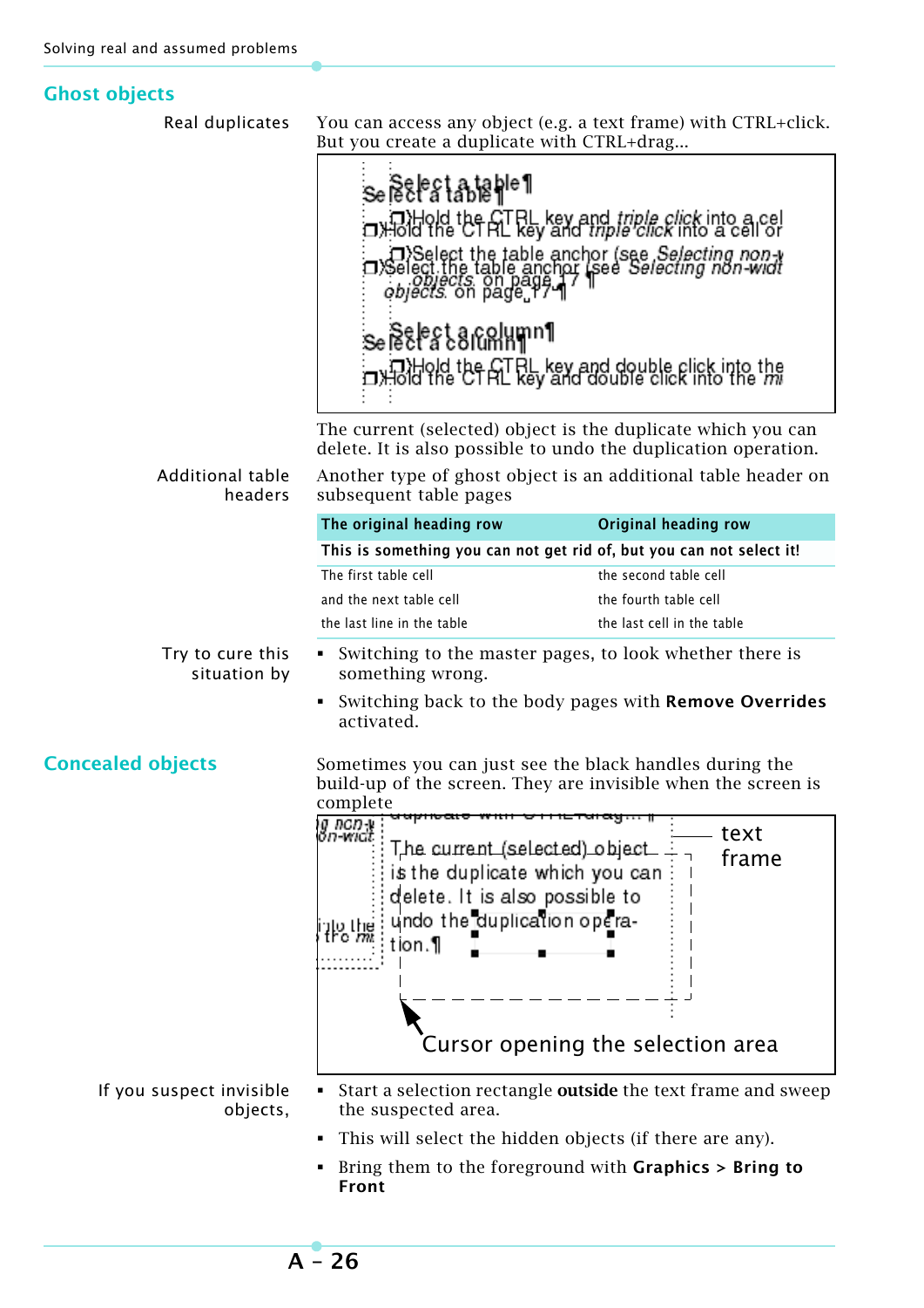## Ghost objects

**Real duplicates**

You can access any object (e.g. a text frame) with CTRL+click. But you create a duplicate with CTRL+drag…

The current (selected) object is the duplicate which you can delete. It is also possible to undo the duplication operation.

**Additional table headers**

Another type of ghost object is an additional table header on subsequent table pages

| The original heading row | Original heading row |
|---|---|
| This is something you can not get rid of, but you can not select it! | |
| The first table cell | the second table cell |
| and the next table cell | the fourth table cell |
| the last line in the table | the last cell in the table |

**Try to cure this situation by**

- Switching to the master pages, to look whether there is something wrong.
- Switching back to the body pages with **Remove Overrides** activated.

## Concealed objects

Sometimes you can just see the black handles during the build-up of the screen. They are invisible when the screen is complete

**If you suspect invisible objects,**

- Start a selection rectangle **outside** the text frame and sweep the suspected area.
- This will select the hidden objects (if there are any).
- Bring them to the foreground with **Graphics > Bring to Front**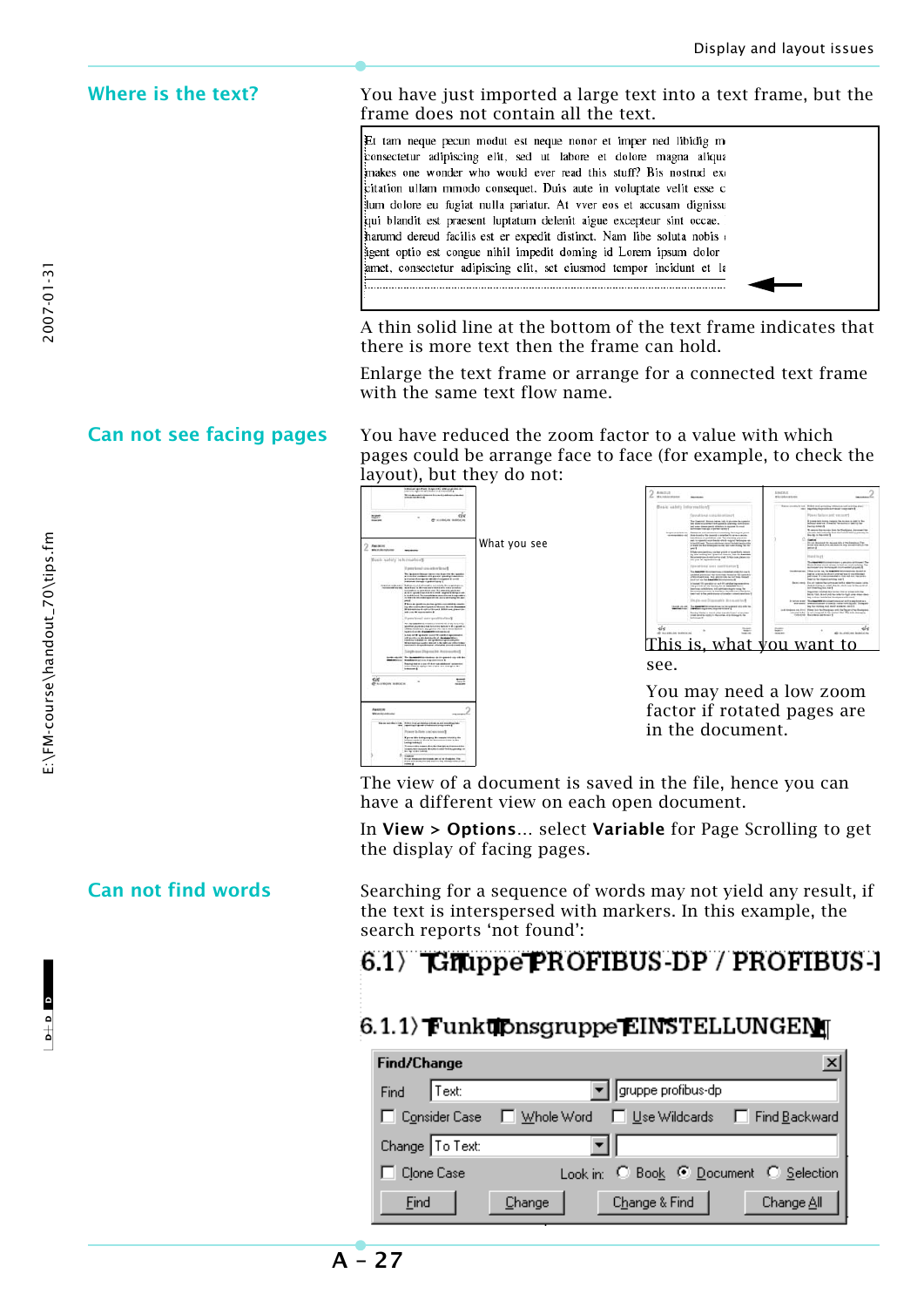## Where is the text?

You have just imported a large text into a text frame, but the frame does not contain all the text.

A thin solid line at the bottom of the text frame indicates that there is more text then the frame can hold.

Enlarge the text frame or arrange for a connected text frame with the same text flow name.

## Can not see facing pages

You have reduced the zoom factor to a value with which pages could be arrange face to face (for example, to check the layout), but they do not:

What you see

This is, what you want to see.

You may need a low zoom factor if rotated pages are in the document.

The view of a document is saved in the file, hence you can have a different view on each open document.

In **View > Options**... select **Variable** for Page Scrolling to get the display of facing pages.

## Can not find words

Searching for a sequence of words may not yield any result, if the text is interspersed with markers. In this example, the search reports ‘not found’: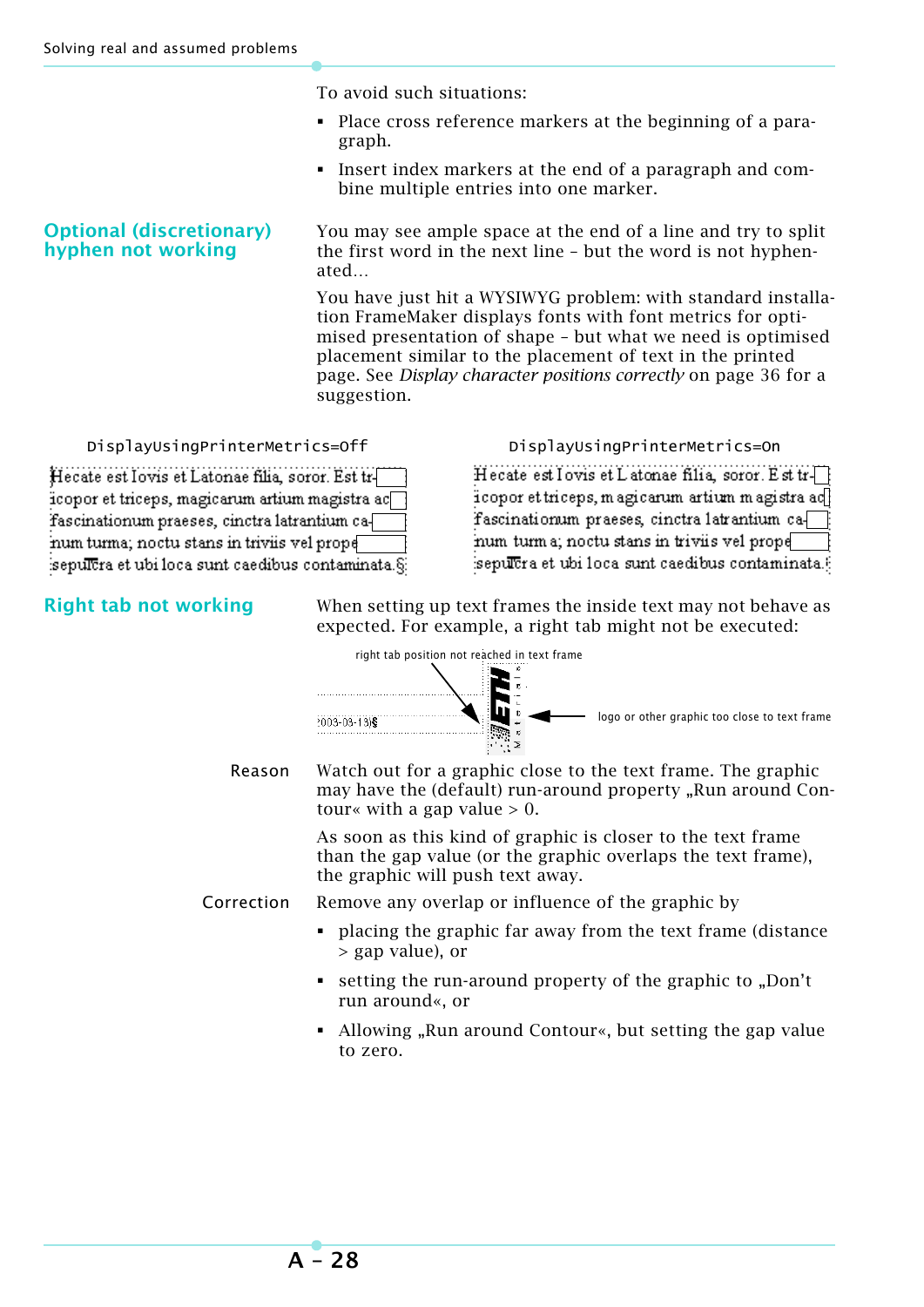To avoid such situations:

- Place cross reference markers at the beginning of a paragraph.
- Insert index markers at the end of a paragraph and combine multiple entries into one marker.

## Optional (discretionary) hyphen not working

You may see ample space at the end of a line and try to split the first word in the next line – but the word is not hyphenated…

You have just hit a WYSIWYG problem: with standard installation FrameMaker displays fonts with font metrics for optimised presentation of shape – but what we need is optimised placement similar to the placement of text in the printed page. See *Display character positions correctly* on page 36 for a suggestion.

| DisplayUsingPrinterMetrics=Off | DisplayUsingPrinterMetrics=On |
|---|---|
| Hecate est Iovis et Latonae filia, soror. Est tr- | Hecate est Iovis et Latonae filia, soror. Est tr- |
| icopor et triceps, magicarum artium magistra ac | icopor et triceps, magicarum artium magistra ac |
| fascinationum praeses, cinctra latrantium ca- | fascinationum praeses, cinctra latrantium ca- |
| num turma; noctu stans in triviis vel prope | num turma; noctu stans in triviis vel prope |
| sepulcra et ubi loca sunt caedibus contaminata.§ | sepulcra et ubi loca sunt caedibus contaminata. |

## Right tab not working

When setting up text frames the inside text may not behave as expected. For example, a right tab might not be executed:

right tab position not reached in text frame

2003-03-13§

logo or other graphic too close to text frame

**Reason**

Watch out for a graphic close to the text frame. The graphic may have the (default) run-around property „Run around Contour« with a gap value > 0.

As soon as this kind of graphic is closer to the text frame than the gap value (or the graphic overlaps the text frame), the graphic will push text away.

**Correction**

Remove any overlap or influence of the graphic by

- placing the graphic far away from the text frame (distance > gap value), or
- setting the run-around property of the graphic to „Don't run around«, or
- Allowing „Run around Contour«, but setting the gap value to zero.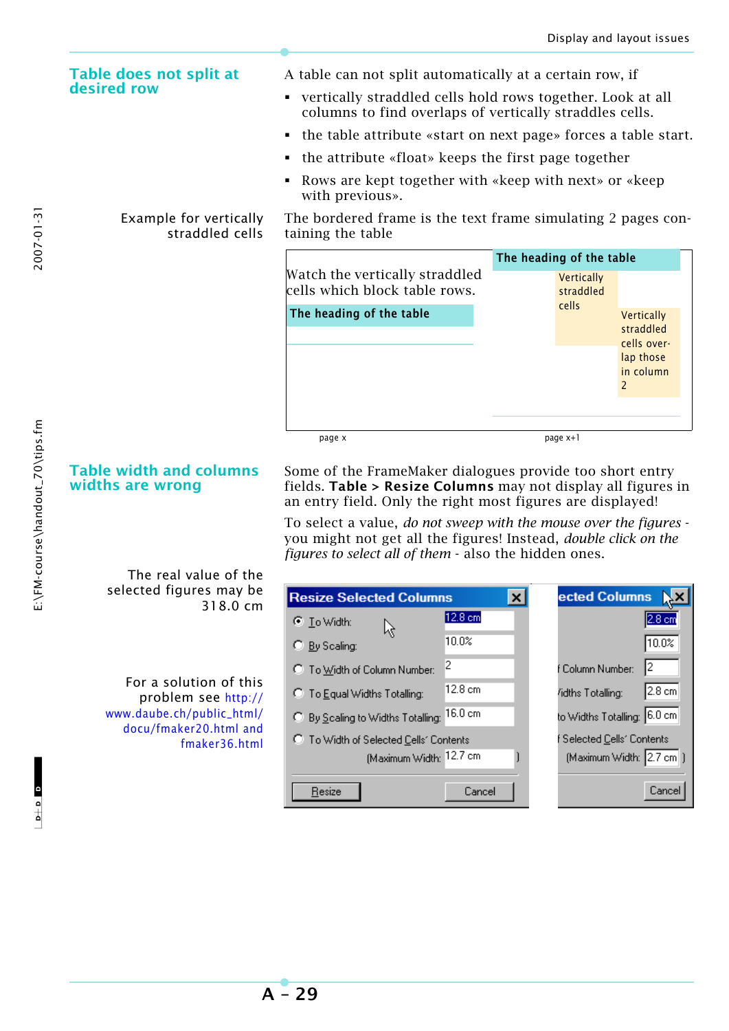## Table does not split at desired row

A table can not split automatically at a certain row, if

- vertically straddled cells hold rows together. Look at all columns to find overlaps of vertically straddles cells.
- the table attribute «start on next page» forces a table start.
- the attribute «float» keeps the first page together
- Rows are kept together with «keep with next» or «keep with previous».

Example for vertically straddled cells

The bordered frame is the text frame simulating 2 pages containing the table

Watch the vertically straddled cells which block table rows.

The heading of the table

page x

The heading of the table

Vertically straddled cells

Vertically straddled cells overlap those in column 2

page x+1

## Table width and columns widths are wrong

Some of the FrameMaker dialogues provide too short entry fields. **Table > Resize Columns** may not display all figures in an entry field. Only the right most figures are displayed!

To select a value, *do not sweep with the mouse over the figures* - you might not get all the figures! Instead, *double click on the figures to select all of them* - also the hidden ones.

The real value of the selected figures may be 318.0 cm

For a solution of this problem see http://www.daube.ch/public_html/docu/fmaker20.html and fmaker36.html

**Resize Selected Columns**

- To Width: 12.8 cm
- By Scaling: 10.0%
- To Width of Column Number: 2
- To Equal Widths Totalling: 12.8 cm
- By Scaling to Widths Totalling: 16.0 cm
- To Width of Selected Cells' Contents (Maximum Width: 12.7 cm)

Resize | Cancel

**ected Columns**

- 2.8 cm
- 10.0%
- f Column Number: 2
- /idths Totalling: 2.8 cm
- to Widths Totalling: 6.0 cm
- f Selected Cells' Contents (Maximum Width: 2.7 cm)

Cancel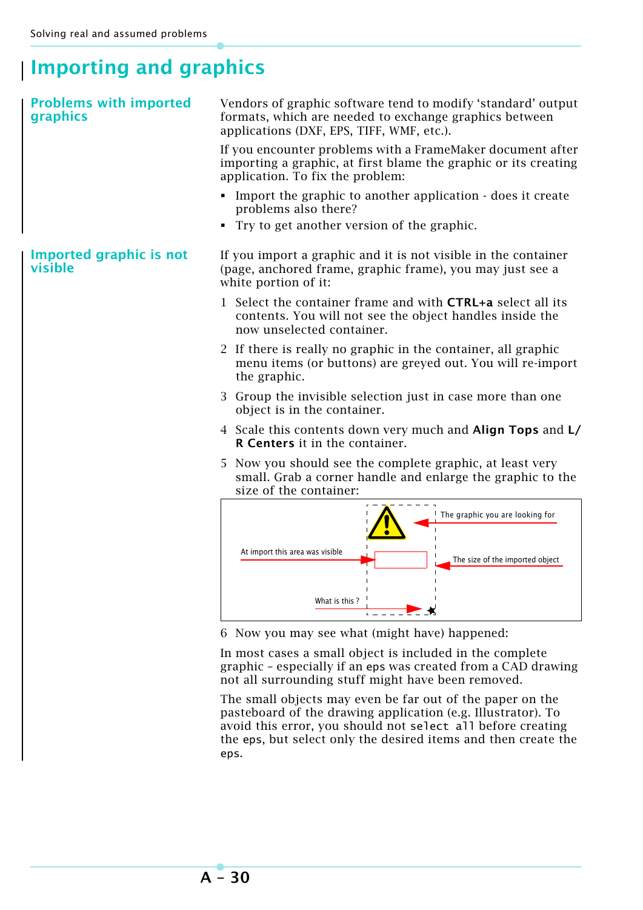# Importing and graphics

## Problems with imported graphics

Vendors of graphic software tend to modify 'standard' output formats, which are needed to exchange graphics between applications (DXF, EPS, TIFF, WMF, etc.).

If you encounter problems with a FrameMaker document after importing a graphic, at first blame the graphic or its creating application. To fix the problem:

- Import the graphic to another application - does it create problems also there?
- Try to get another version of the graphic.

## Imported graphic is not visible

If you import a graphic and it is not visible in the container (page, anchored frame, graphic frame), you may just see a white portion of it:

1. Select the container frame and with **CTRL+a** select all its contents. You will not see the object handles inside the now unselected container.
2. If there is really no graphic in the container, all graphic menu items (or buttons) are greyed out. You will re-import the graphic.
3. Group the invisible selection just in case more than one object is in the container.
4. Scale this contents down very much and **Align Tops** and **L/R Centers** it in the container.
5. Now you should see the complete graphic, at least very small. Grab a corner handle and enlarge the graphic to the size of the container:

The graphic you are looking for

At import this area was visible

The size of the imported object

What is this ?

6. Now you may see what (might have) happened:

In most cases a small object is included in the complete graphic – especially if an `eps` was created from a CAD drawing not all surrounding stuff might have been removed.

The small objects may even be far out of the paper on the pasteboard of the drawing application (e.g. Illustrator). To avoid this error, you should not `select all` before creating the `eps`, but select only the desired items and then create the `eps`.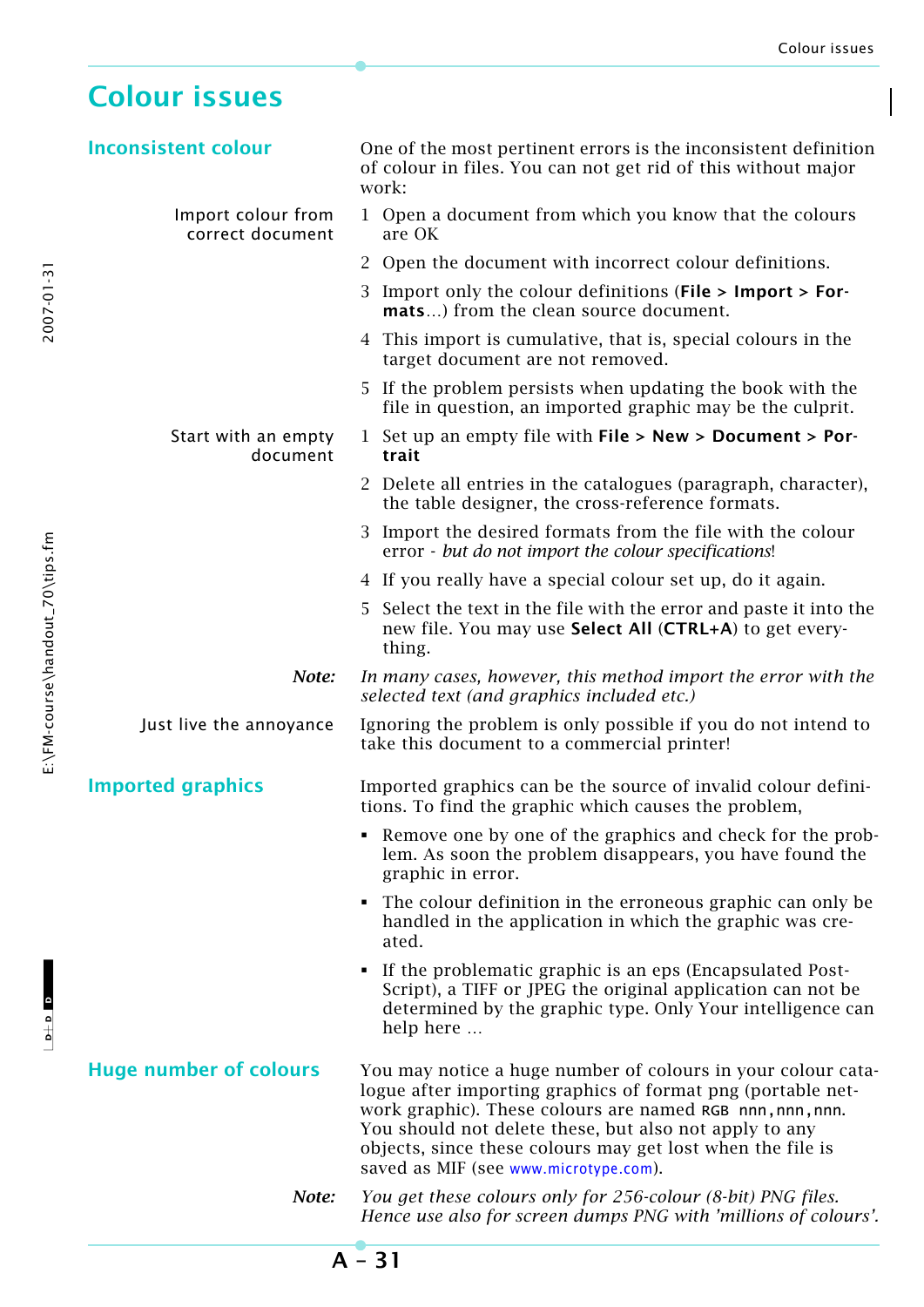# Colour issues

## Inconsistent colour

One of the most pertinent errors is the inconsistent definition of colour in files. You can not get rid of this without major work:

**Import colour from correct document**

1. Open a document from which you know that the colours are OK
2. Open the document with incorrect colour definitions.
3. Import only the colour definitions (**File > Import > Formats**...) from the clean source document.
4. This import is cumulative, that is, special colours in the target document are not removed.
5. If the problem persists when updating the book with the file in question, an imported graphic may be the culprit.

**Start with an empty document**

1. Set up an empty file with **File > New > Document > Portrait**
2. Delete all entries in the catalogues (paragraph, character), the table designer, the cross-reference formats.
3. Import the desired formats from the file with the colour error - *but do not import the colour specifications*!
4. If you really have a special colour set up, do it again.
5. Select the text in the file with the error and paste it into the new file. You may use **Select All** (**CTRL+A**) to get everything.

***Note:*** *In many cases, however, this method import the error with the selected text (and graphics included etc.)*

**Just live the annoyance**

Ignoring the problem is only possible if you do not intend to take this document to a commercial printer!

## Imported graphics

Imported graphics can be the source of invalid colour definitions. To find the graphic which causes the problem,

- Remove one by one of the graphics and check for the problem. As soon the problem disappears, you have found the graphic in error.
- The colour definition in the erroneous graphic can only be handled in the application in which the graphic was created.
- If the problematic graphic is an eps (Encapsulated PostScript), a TIFF or JPEG the original application can not be determined by the graphic type. Only Your intelligence can help here ...

## Huge number of colours

You may notice a huge number of colours in your colour catalogue after importing graphics of format png (portable network graphic). These colours are named `RGB nnn,nnn,nnn`. You should not delete these, but also not apply to any objects, since these colours may get lost when the file is saved as MIF (see www.microtype.com).

***Note:*** *You get these colours only for 256-colour (8-bit) PNG files. Hence use also for screen dumps PNG with 'millions of colours'.*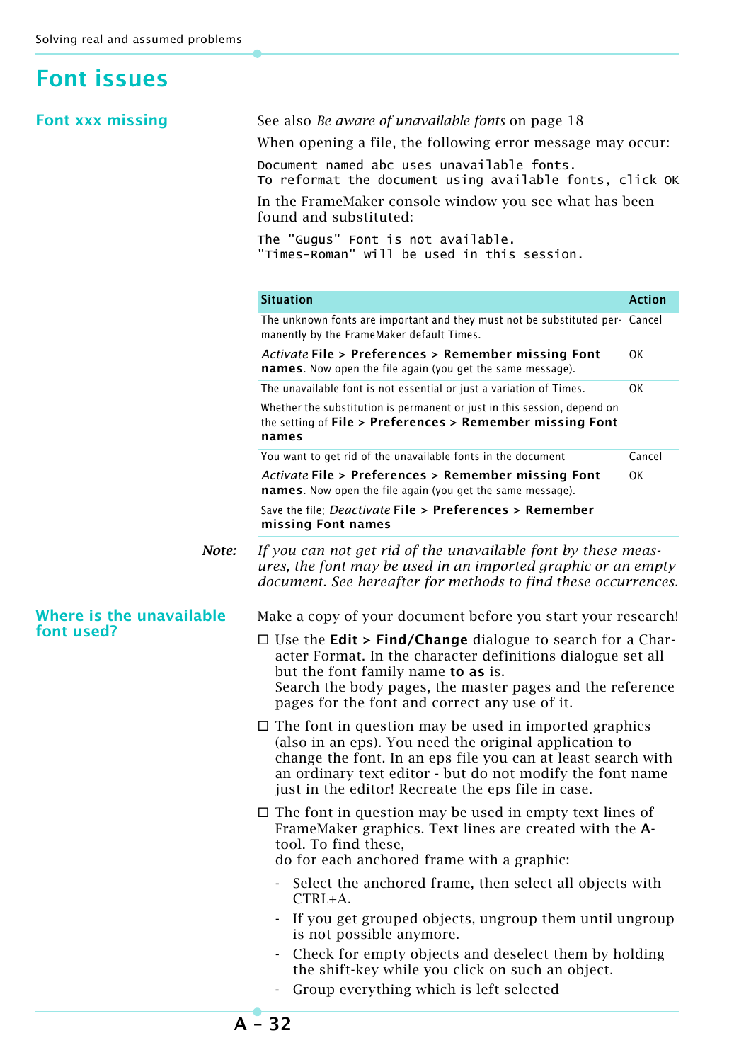# Font issues

## Font xxx missing

See also *Be aware of unavailable fonts* on page 18

When opening a file, the following error message may occur:

```
Document named abc uses unavailable fonts.
To reformat the document using available fonts, click OK
```

In the FrameMaker console window you see what has been found and substituted:

```
The "Gugus" Font is not available.
"Times-Roman" will be used in this session.
```

| Situation | Action |
|---|---|
| The unknown fonts are important and they must not be substituted permanently by the FrameMaker default Times. | Cancel |
| *Activate* **File > Preferences > Remember missing Font names**. Now open the file again (you get the same message). | OK |
| The unavailable font is not essential or just a variation of Times. | OK |
| Whether the substitution is permanent or just in this session, depend on the setting of **File > Preferences > Remember missing Font names** | |
| You want to get rid of the unavailable fonts in the document | Cancel |
| *Activate* **File > Preferences > Remember missing Font names**. Now open the file again (you get the same message). | OK |
| Save the file; *Deactivate* **File > Preferences > Remember missing Font names** | |

***Note:*** *If you can not get rid of the unavailable font by these measures, the font may be used in an imported graphic or an empty document. See hereafter for methods to find these occurrences.*

## Where is the unavailable font used?

Make a copy of your document before you start your research!

- ☐ Use the **Edit > Find/Change** dialogue to search for a Character Format. In the character definitions dialogue set all but the font family name **to as** is.
  Search the body pages, the master pages and the reference pages for the font and correct any use of it.
- ☐ The font in question may be used in imported graphics (also in an eps). You need the original application to change the font. In an eps file you can at least search with an ordinary text editor - but do not modify the font name just in the editor! Recreate the eps file in case.
- ☐ The font in question may be used in empty text lines of FrameMaker graphics. Text lines are created with the **A**-tool. To find these,
  do for each anchored frame with a graphic:
  - Select the anchored frame, then select all objects with CTRL+A.
  - If you get grouped objects, ungroup them until ungroup is not possible anymore.
  - Check for empty objects and deselect them by holding the shift-key while you click on such an object.
  - Group everything which is left selected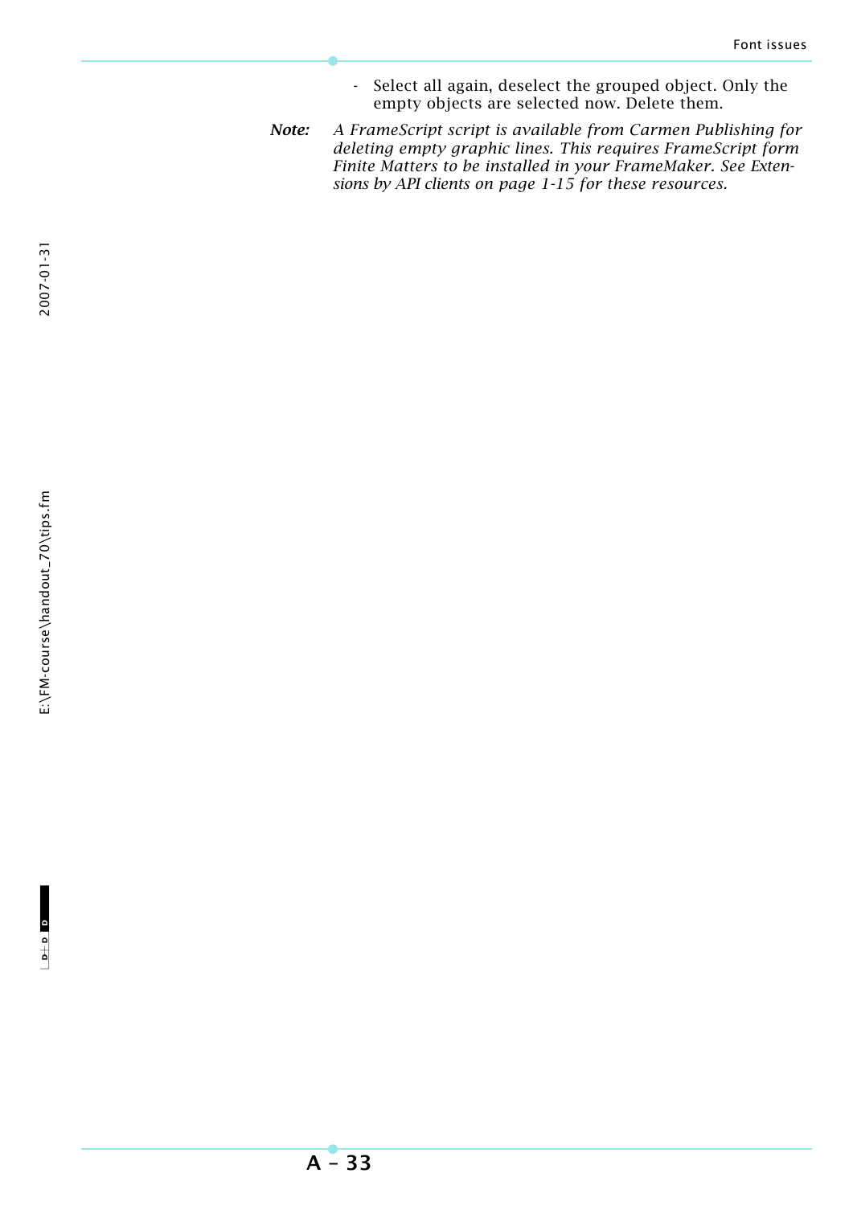- Select all again, deselect the grouped object. Only the empty objects are selected now. Delete them.

***Note:*** *A FrameScript script is available from Carmen Publishing for deleting empty graphic lines. This requires FrameScript form Finite Matters to be installed in your FrameMaker. See Extensions by API clients on page 1-15 for these resources.*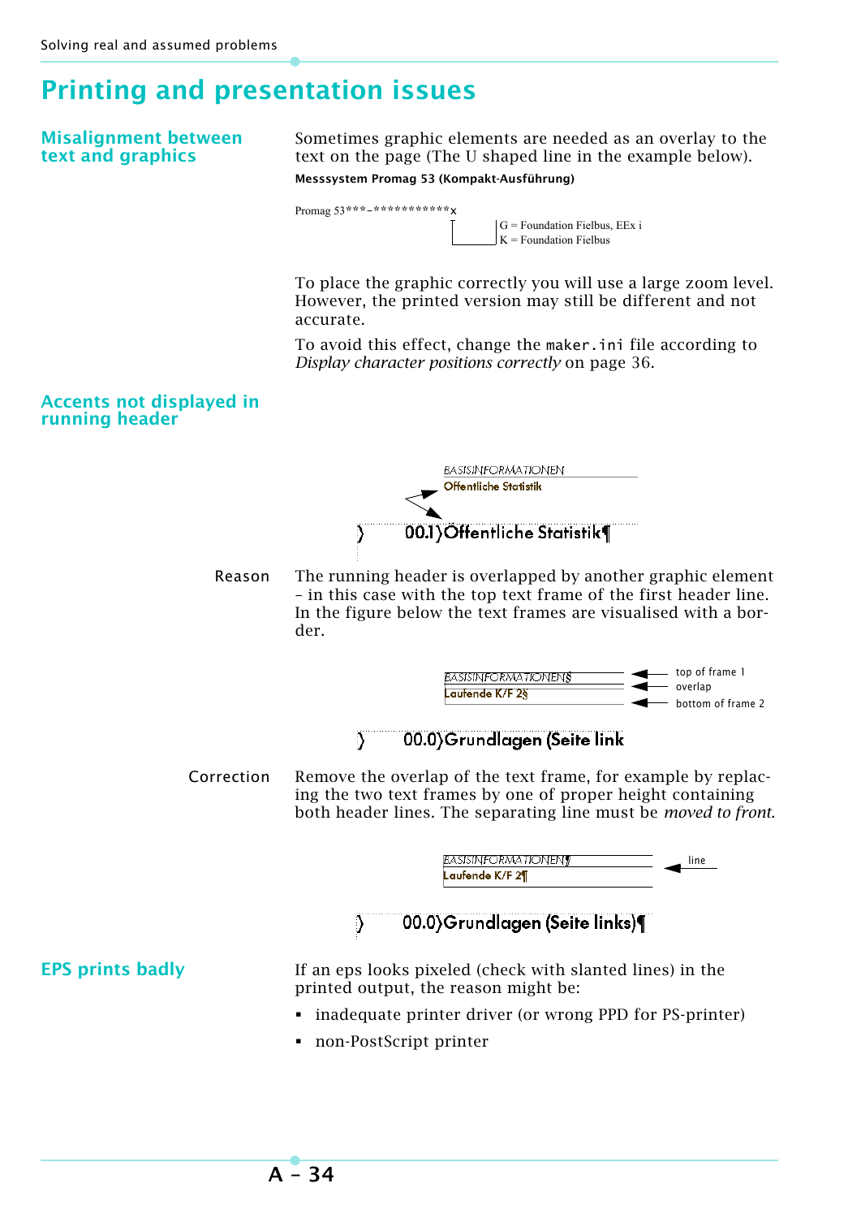# Printing and presentation issues

## Misalignment between text and graphics

Sometimes graphic elements are needed as an overlay to the text on the page (The U shaped line in the example below).

**Messsystem Promag 53 (Kompakt-Ausführung)**

Promag 53***-***********x

G = Foundation Fielbus, EEx i
K = Foundation Fielbus

To place the graphic correctly you will use a large zoom level. However, the printed version may still be different and not accurate.

To avoid this effect, change the `maker.ini` file according to *Display character positions correctly* on page 36.

## Accents not displayed in running header

BASISINFORMATIONEN
Offentliche Statistik

00.1 Öffentliche Statistik¶

**Reason**

The running header is overlapped by another graphic element – in this case with the top text frame of the first header line. In the figure below the text frames are visualised with a border.

BASISINFORMATIONEN§ — top of frame 1
Laufende K/F 2§ — overlap
bottom of frame 2

00.0 Grundlagen (Seite link

**Correction**

Remove the overlap of the text frame, for example by replacing the two text frames by one of proper height containing both header lines. The separating line must be *moved to front*.

BASISINFORMATIONEN¶ — line
Laufende K/F 2¶

00.0 Grundlagen (Seite links)¶

## EPS prints badly

If an eps looks pixeled (check with slanted lines) in the printed output, the reason might be:

- inadequate printer driver (or wrong PPD for PS-printer)
- non-PostScript printer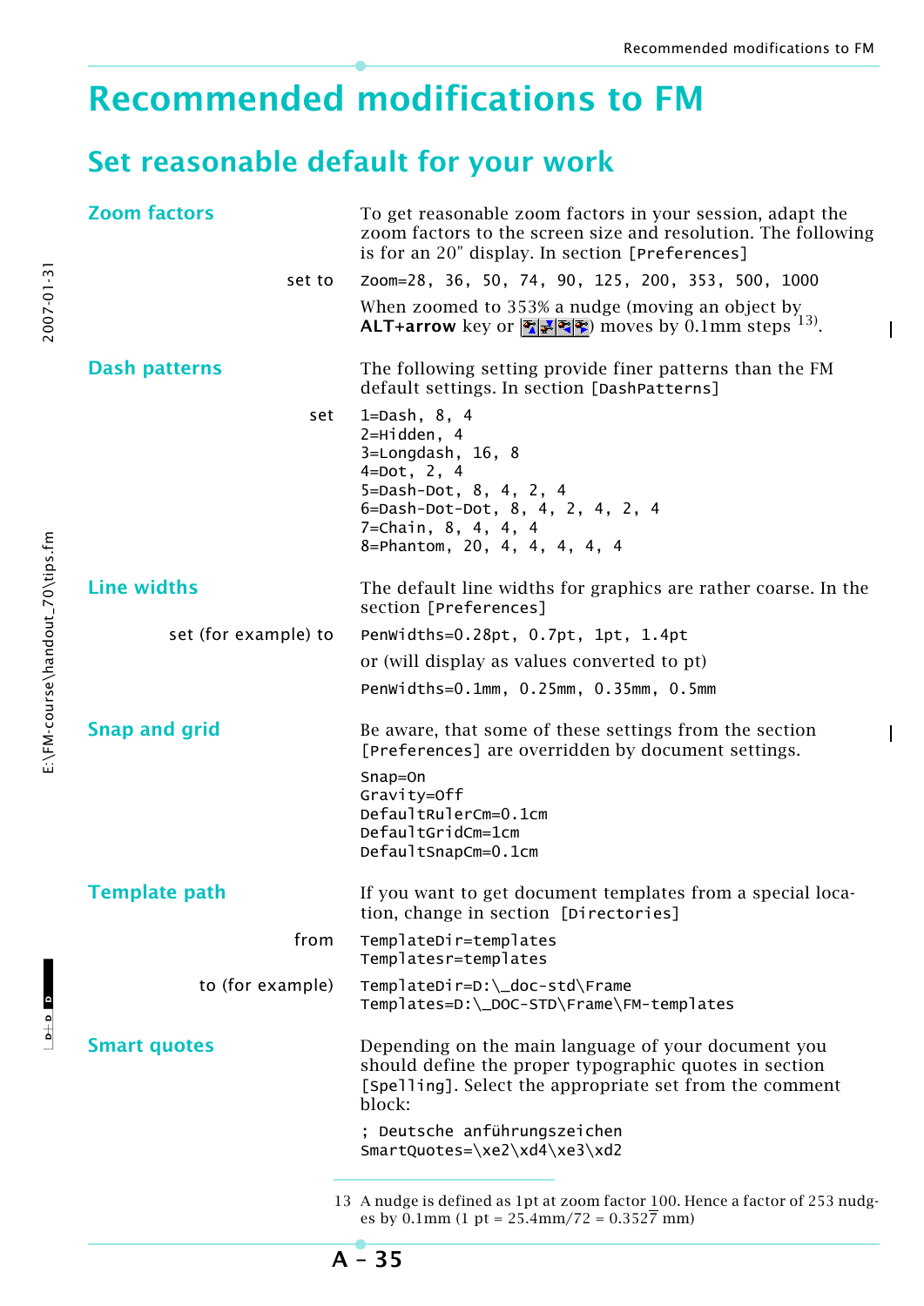# Recommended modifications to FM

## Set reasonable default for your work

### Zoom factors

To get reasonable zoom factors in your session, adapt the zoom factors to the screen size and resolution. The following is for an 20" display. In section [Preferences]

set to

```
Zoom=28, 36, 50, 74, 90, 125, 200, 353, 500, 1000
```

When zoomed to 353% a nudge (moving an object by **ALT+arrow** key or ) moves by 0.1mm steps [13].

### Dash patterns

The following setting provide finer patterns than the FM default settings. In section [DashPatterns]

set

```
1=Dash, 8, 4
2=Hidden, 4
3=Longdash, 16, 8
4=Dot, 2, 4
5=Dash-Dot, 8, 4, 2, 4
6=Dash-Dot-Dot, 8, 4, 2, 4, 2, 4
7=Chain, 8, 4, 4, 4
8=Phantom, 20, 4, 4, 4, 4, 4
```

### Line widths

The default line widths for graphics are rather coarse. In the section [Preferences]

set (for example) to

```
PenWidths=0.28pt, 0.7pt, 1pt, 1.4pt
```

or (will display as values converted to pt)

```
PenWidths=0.1mm, 0.25mm, 0.35mm, 0.5mm
```

### Snap and grid

Be aware, that some of these settings from the section [Preferences] are overridden by document settings.

```
Snap=On
Gravity=Off
DefaultRulerCm=0.1cm
DefaultGridCm=1cm
DefaultSnapCm=0.1cm
```

### Template path

If you want to get document templates from a special location, change in section [Directories]

from

```
TemplateDir=templates
Templatesr=templates
```

to (for example)

```
TemplateDir=D:\_doc-std\Frame
Templates=D:\_DOC-STD\Frame\FM-templates
```

### Smart quotes

Depending on the main language of your document you should define the proper typographic quotes in section [Spelling]. Select the appropriate set from the comment block:

```
; Deutsche anführungszeichen
SmartQuotes=\xe2\xd4\xe3\xd2
```

---

13 A nudge is defined as 1pt at zoom factor 100. Hence a factor of 253 nudges by 0.1mm (1 pt = 25.4mm/72 = 0.352$\overline{7}$ mm)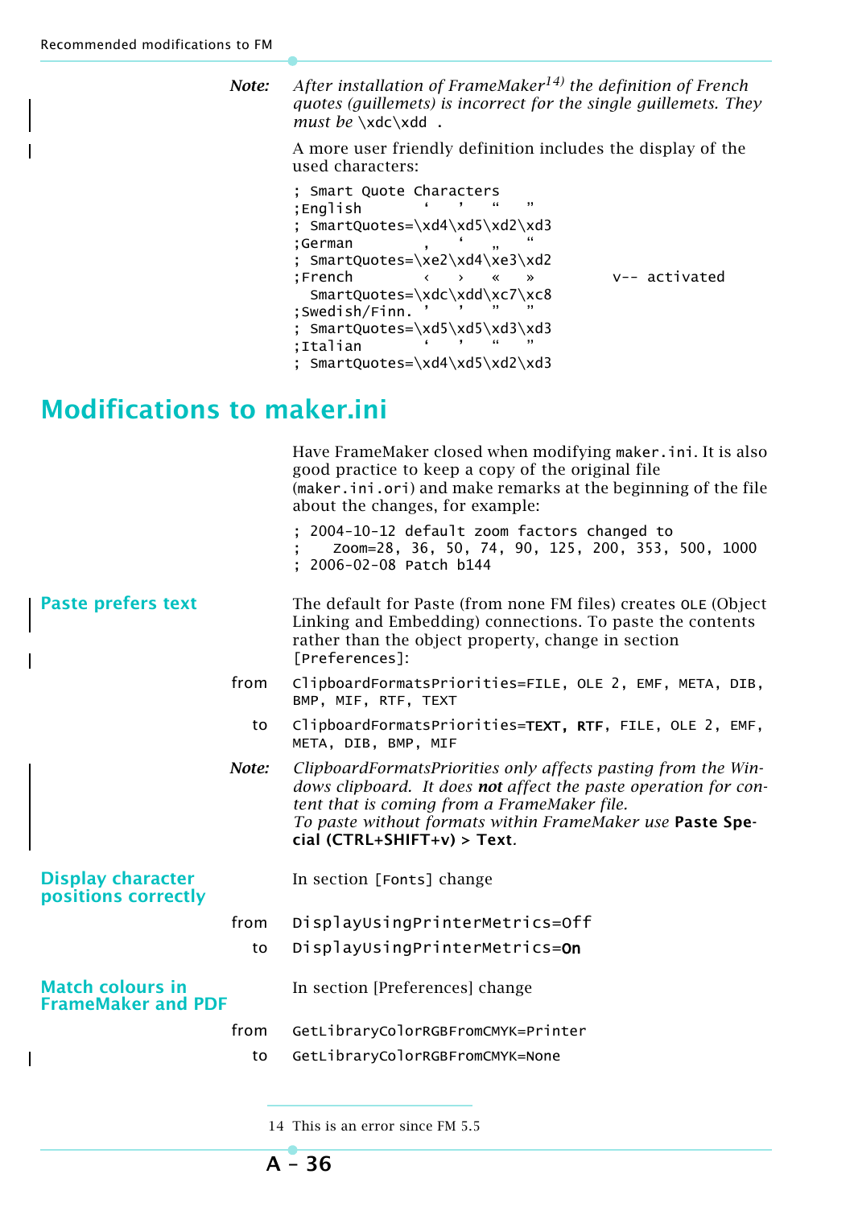*Note:* *After installation of FrameMaker[14] the definition of French quotes (guillemets) is incorrect for the single guillemets. They must be* `\xdc\xdd` .

A more user friendly definition includes the display of the used characters:

```
; Smart Quote Characters
;English       ‘   ’   “   ”
; SmartQuotes=\xd4\xd5\xd2\xd3
;German        ‚   ‘   „   “
; SmartQuotes=\xe2\xd4\xe3\xd2
;French        ‹   ›   «   »        v-- activated
  SmartQuotes=\xdc\xdd\xc7\xc8
;Swedish/Finn. ’   ’   ”   ”
; SmartQuotes=\xd5\xd5\xd3\xd3
;Italian       ‘   ’   “   ”
; SmartQuotes=\xd4\xd5\xd2\xd3
```

# Modifications to maker.ini

Have FrameMaker closed when modifying `maker.ini`. It is also good practice to keep a copy of the original file (`maker.ini.ori`) and make remarks at the beginning of the file about the changes, for example:

```
; 2004-10-12 default zoom factors changed to
;    Zoom=28, 36, 50, 74, 90, 125, 200, 353, 500, 1000
; 2006-02-08 Patch b144
```

## Paste prefers text

The default for Paste (from none FM files) creates `OLE` (Object Linking and Embedding) connections. To paste the contents rather than the object property, change in section `[Preferences]`:

from `ClipboardFormatsPriorities=FILE, OLE 2, EMF, META, DIB, BMP, MIF, RTF, TEXT`

to `ClipboardFormatsPriorities=`**`TEXT, RTF`**`, FILE, OLE 2, EMF, META, DIB, BMP, MIF`

*Note:* *ClipboardFormatsPriorities only affects pasting from the Windows clipboard. It does* ***not*** *affect the paste operation for content that is coming from a FrameMaker file.*
*To paste without formats within FrameMaker use* **Paste Special (CTRL+SHIFT+v) > Text**.

## Display character positions correctly

In section `[Fonts]` change

from `DisplayUsingPrinterMetrics=Off`

to `DisplayUsingPrinterMetrics=`**`On`**

## Match colours in FrameMaker and PDF

In section [Preferences] change

from `GetLibraryColorRGBFromCMYK=Printer`

to `GetLibraryColorRGBFromCMYK=None`

14 This is an error since FM 5.5